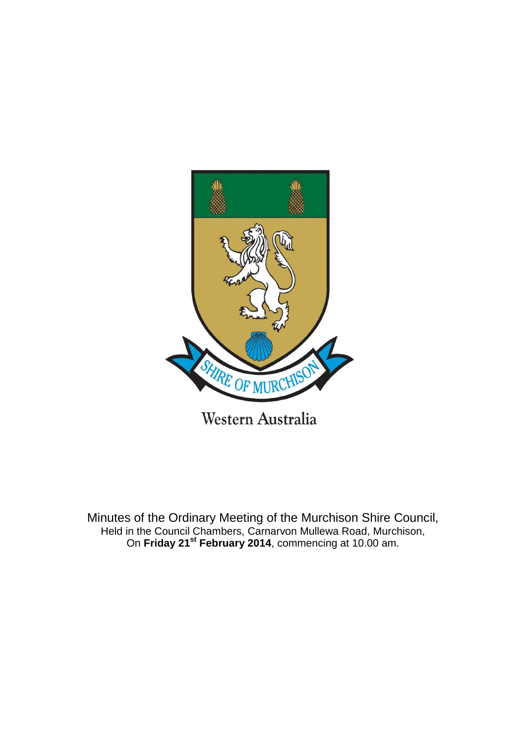SHIRE OF MURCHISON

Western Australia

Minutes of the Ordinary Meeting of the Murchison Shire Council,
Held in the Council Chambers, Carnarvon Mullewa Road, Murchison,
On **Friday 21st February 2014**, commencing at 10.00 am.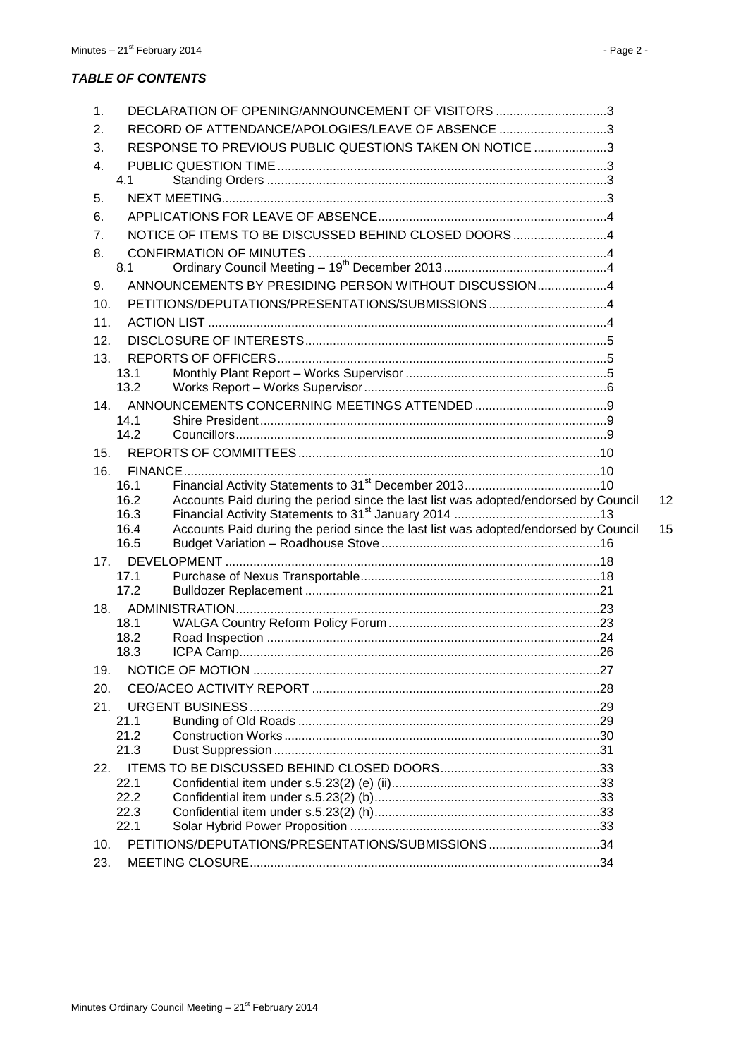***TABLE OF CONTENTS***

1. DECLARATION OF OPENING/ANNOUNCEMENT OF VISITORS ................................3
2. RECORD OF ATTENDANCE/APOLOGIES/LEAVE OF ABSENCE ...............................3
3. RESPONSE TO PREVIOUS PUBLIC QUESTIONS TAKEN ON NOTICE .....................3
4. PUBLIC QUESTION TIME ..............................................................................................3
   - 4.1 Standing Orders .................................................................................................3
5. NEXT MEETING..............................................................................................................3
6. APPLICATIONS FOR LEAVE OF ABSENCE.................................................................4
7. NOTICE OF ITEMS TO BE DISCUSSED BEHIND CLOSED DOORS...........................4
8. CONFIRMATION OF MINUTES .....................................................................................4
   - 8.1 Ordinary Council Meeting – 19th December 2013...............................................4
9. ANNOUNCEMENTS BY PRESIDING PERSON WITHOUT DISCUSSION....................4
10. PETITIONS/DEPUTATIONS/PRESENTATIONS/SUBMISSIONS ..................................4
11. ACTION LIST ..................................................................................................................4
12. DISCLOSURE OF INTERESTS......................................................................................5
13. REPORTS OF OFFICERS..............................................................................................5
    - 13.1 Monthly Plant Report – Works Supervisor .........................................................5
    - 13.2 Works Report – Works Supervisor .....................................................................6
14. ANNOUNCEMENTS CONCERNING MEETINGS ATTENDED ......................................9
    - 14.1 Shire President...................................................................................................9
    - 14.2 Councillors..........................................................................................................9
15. REPORTS OF COMMITTEES......................................................................................10
16. FINANCE.......................................................................................................................10
    - 16.1 Financial Activity Statements to 31st December 2013.......................................10
    - 16.2 Accounts Paid during the period since the last list was adopted/endorsed by Council 12
    - 16.3 Financial Activity Statements to 31st January 2014 ..........................................13
    - 16.4 Accounts Paid during the period since the last list was adopted/endorsed by Council 15
    - 16.5 Budget Variation – Roadhouse Stove ...............................................................16
17. DEVELOPMENT ...........................................................................................................18
    - 17.1 Purchase of Nexus Transportable....................................................................18
    - 17.2 Bulldozer Replacement ....................................................................................21
18. ADMINISTRATION........................................................................................................23
    - 18.1 WALGA Country Reform Policy Forum............................................................23
    - 18.2 Road Inspection ...............................................................................................24
    - 18.3 ICPA Camp.......................................................................................................26
19. NOTICE OF MOTION ...................................................................................................27
20. CEO/ACEO ACTIVITY REPORT ..................................................................................28
21. URGENT BUSINESS....................................................................................................29
    - 21.1 Bunding of Old Roads ......................................................................................29
    - 21.2 Construction Works ..........................................................................................30
    - 21.3 Dust Suppression .............................................................................................31
22. ITEMS TO BE DISCUSSED BEHIND CLOSED DOORS.............................................33
    - 22.1 Confidential item under s.5.23(2) (e) (ii)............................................................33
    - 22.2 Confidential item under s.5.23(2) (b)................................................................33
    - 22.3 Confidential item under s.5.23(2) (h)................................................................33
    - 22.1 Solar Hybrid Power Proposition .......................................................................33
10. PETITIONS/DEPUTATIONS/PRESENTATIONS/SUBMISSIONS ................................34
23. MEETING CLOSURE....................................................................................................34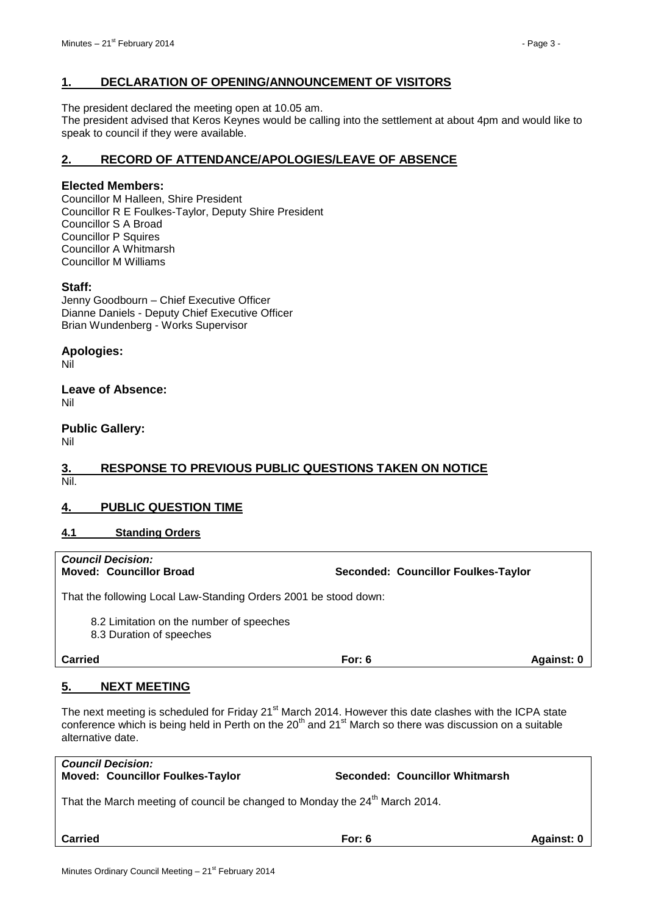## 1. DECLARATION OF OPENING/ANNOUNCEMENT OF VISITORS

The president declared the meeting open at 10.05 am.
The president advised that Keros Keynes would be calling into the settlement at about 4pm and would like to speak to council if they were available.

## 2. RECORD OF ATTENDANCE/APOLOGIES/LEAVE OF ABSENCE

### Elected Members:

Councillor M Halleen, Shire President
Councillor R E Foulkes-Taylor, Deputy Shire President
Councillor S A Broad
Councillor P Squires
Councillor A Whitmarsh
Councillor M Williams

### Staff:

Jenny Goodbourn – Chief Executive Officer
Dianne Daniels - Deputy Chief Executive Officer
Brian Wundenberg - Works Supervisor

### Apologies:

Nil

### Leave of Absence:

Nil

### Public Gallery:

Nil

## 3. RESPONSE TO PREVIOUS PUBLIC QUESTIONS TAKEN ON NOTICE

Nil.

## 4. PUBLIC QUESTION TIME

### 4.1 Standing Orders

***Council Decision:***
**Moved: Councillor Broad** **Seconded: Councillor Foulkes-Taylor**

That the following Local Law-Standing Orders 2001 be stood down:

- 8.2 Limitation on the number of speeches
- 8.3 Duration of speeches

**Carried** **For: 6** **Against: 0**

## 5. NEXT MEETING

The next meeting is scheduled for Friday 21st March 2014. However this date clashes with the ICPA state conference which is being held in Perth on the 20th and 21st March so there was discussion on a suitable alternative date.

***Council Decision:***
**Moved: Councillor Foulkes-Taylor** **Seconded: Councillor Whitmarsh**

That the March meeting of council be changed to Monday the 24th March 2014.

**Carried** **For: 6** **Against: 0**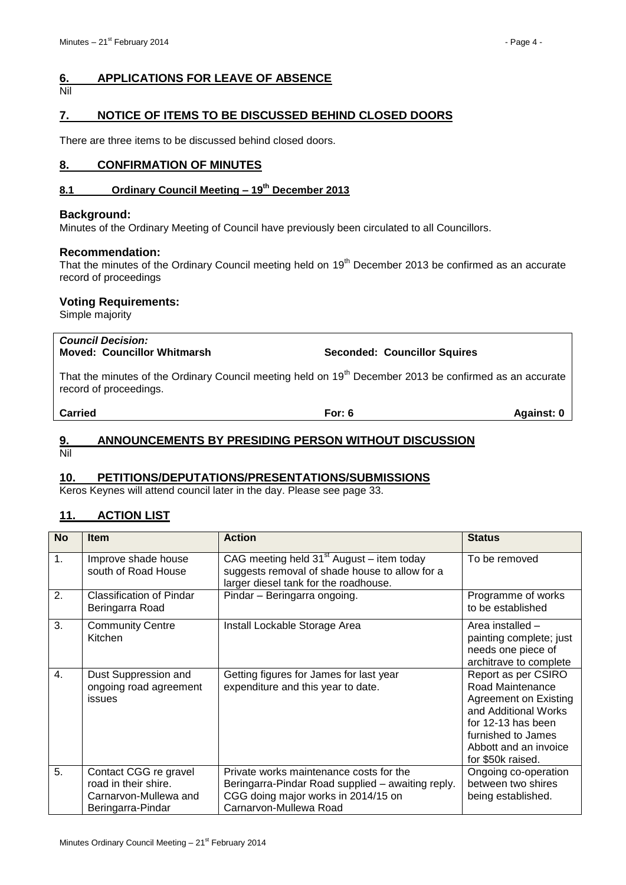## 6. APPLICATIONS FOR LEAVE OF ABSENCE

Nil

## 7. NOTICE OF ITEMS TO BE DISCUSSED BEHIND CLOSED DOORS

There are three items to be discussed behind closed doors.

## 8. CONFIRMATION OF MINUTES

### 8.1 Ordinary Council Meeting – 19th December 2013

**Background:**
Minutes of the Ordinary Meeting of Council have previously been circulated to all Councillors.

**Recommendation:**
That the minutes of the Ordinary Council meeting held on 19th December 2013 be confirmed as an accurate record of proceedings

**Voting Requirements:**
Simple majority

***Council Decision:***
**Moved: Councillor Whitmarsh** **Seconded: Councillor Squires**

That the minutes of the Ordinary Council meeting held on 19th December 2013 be confirmed as an accurate record of proceedings.

**Carried** **For: 6** **Against: 0**

## 9. ANNOUNCEMENTS BY PRESIDING PERSON WITHOUT DISCUSSION

Nil

## 10. PETITIONS/DEPUTATIONS/PRESENTATIONS/SUBMISSIONS

Keros Keynes will attend council later in the day. Please see page 33.

## 11. ACTION LIST

| No | Item | Action | Status |
|---|---|---|---|
| 1. | Improve shade house south of Road House | CAG meeting held 31st August – item today suggests removal of shade house to allow for a larger diesel tank for the roadhouse. | To be removed |
| 2. | Classification of Pindar Beringarra Road | Pindar – Beringarra ongoing. | Programme of works to be established |
| 3. | Community Centre Kitchen | Install Lockable Storage Area | Area installed – painting complete; just needs one piece of architrave to complete |
| 4. | Dust Suppression and ongoing road agreement issues | Getting figures for James for last year expenditure and this year to date. | Report as per CSIRO Road Maintenance Agreement on Existing and Additional Works for 12-13 has been furnished to James Abbott and an invoice for $50k raised. |
| 5. | Contact CGG re gravel road in their shire. Carnarvon-Mullewa and Beringarra-Pindar | Private works maintenance costs for the Beringarra-Pindar Road supplied – awaiting reply. CGG doing major works in 2014/15 on Carnarvon-Mullewa Road | Ongoing co-operation between two shires being established. |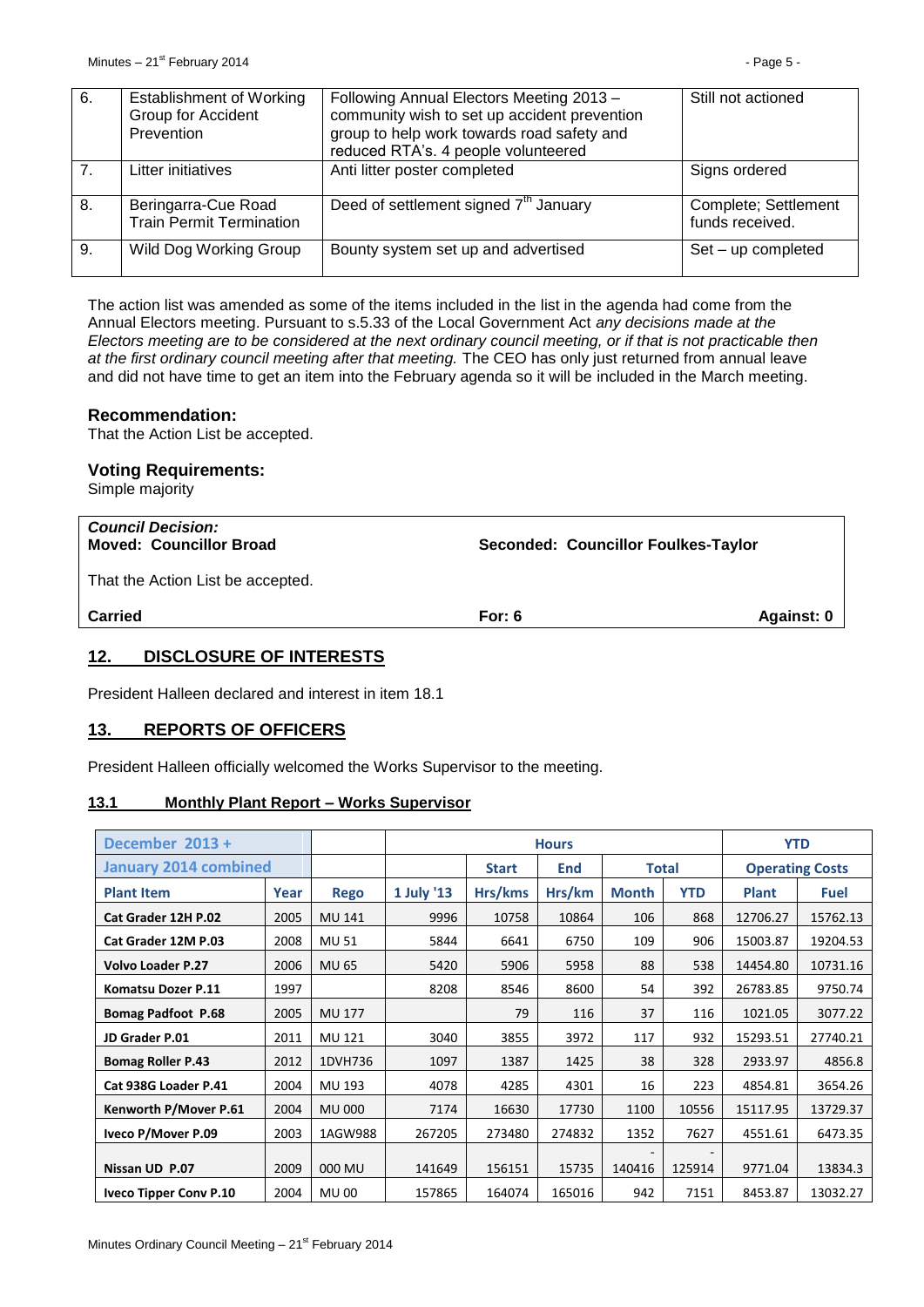| | | | |
|---|---|---|---|
| 6. | Establishment of Working Group for Accident Prevention | Following Annual Electors Meeting 2013 – community wish to set up accident prevention group to help work towards road safety and reduced RTA's. 4 people volunteered | Still not actioned |
| 7. | Litter initiatives | Anti litter poster completed | Signs ordered |
| 8. | Beringarra-Cue Road Train Permit Termination | Deed of settlement signed 7th January | Complete; Settlement funds received. |
| 9. | Wild Dog Working Group | Bounty system set up and advertised | Set – up completed |

The action list was amended as some of the items included in the list in the agenda had come from the Annual Electors meeting. Pursuant to s.5.33 of the Local Government Act *any decisions made at the Electors meeting are to be considered at the next ordinary council meeting, or if that is not practicable then at the first ordinary council meeting after that meeting.* The CEO has only just returned from annual leave and did not have time to get an item into the February agenda so it will be included in the March meeting.

### Recommendation:

That the Action List be accepted.

### Voting Requirements:

Simple majority

***Council Decision:***
**Moved: Councillor Broad** **Seconded: Councillor Foulkes-Taylor**

That the Action List be accepted.

**Carried** **For: 6** **Against: 0**

## 12. DISCLOSURE OF INTERESTS

President Halleen declared and interest in item 18.1

## 13. REPORTS OF OFFICERS

President Halleen officially welcomed the Works Supervisor to the meeting.

### 13.1 Monthly Plant Report – Works Supervisor

| December 2013 + | | | Hours | | | | | YTD | |
|---|---|---|---|---|---|---|---|---|---|
| January 2014 combined | | | | Start | End | Total | | Operating Costs | |
| Plant Item | Year | Rego | 1 July '13 | Hrs/kms | Hrs/km | Month | YTD | Plant | Fuel |
| Cat Grader 12H P.02 | 2005 | MU 141 | 9996 | 10758 | 10864 | 106 | 868 | 12706.27 | 15762.13 |
| Cat Grader 12M P.03 | 2008 | MU 51 | 5844 | 6641 | 6750 | 109 | 906 | 15003.87 | 19204.53 |
| Volvo Loader P.27 | 2006 | MU 65 | 5420 | 5906 | 5958 | 88 | 538 | 14454.80 | 10731.16 |
| Komatsu Dozer P.11 | 1997 | | 8208 | 8546 | 8600 | 54 | 392 | 26783.85 | 9750.74 |
| Bomag Padfoot P.68 | 2005 | MU 177 | | 79 | 116 | 37 | 116 | 1021.05 | 3077.22 |
| JD Grader P.01 | 2011 | MU 121 | 3040 | 3855 | 3972 | 117 | 932 | 15293.51 | 27740.21 |
| Bomag Roller P.43 | 2012 | 1DVH736 | 1097 | 1387 | 1425 | 38 | 328 | 2933.97 | 4856.8 |
| Cat 938G Loader P.41 | 2004 | MU 193 | 4078 | 4285 | 4301 | 16 | 223 | 4854.81 | 3654.26 |
| Kenworth P/Mover P.61 | 2004 | MU 000 | 7174 | 16630 | 17730 | 1100 | 10556 | 15117.95 | 13729.37 |
| Iveco P/Mover P.09 | 2003 | 1AGW988 | 267205 | 273480 | 274832 | 1352 | 7627 | 4551.61 | 6473.35 |
| Nissan UD P.07 | 2009 | 000 MU | 141649 | 156151 | 15735 | -140416 | -125914 | 9771.04 | 13834.3 |
| Iveco Tipper Conv P.10 | 2004 | MU 00 | 157865 | 164074 | 165016 | 942 | 7151 | 8453.87 | 13032.27 |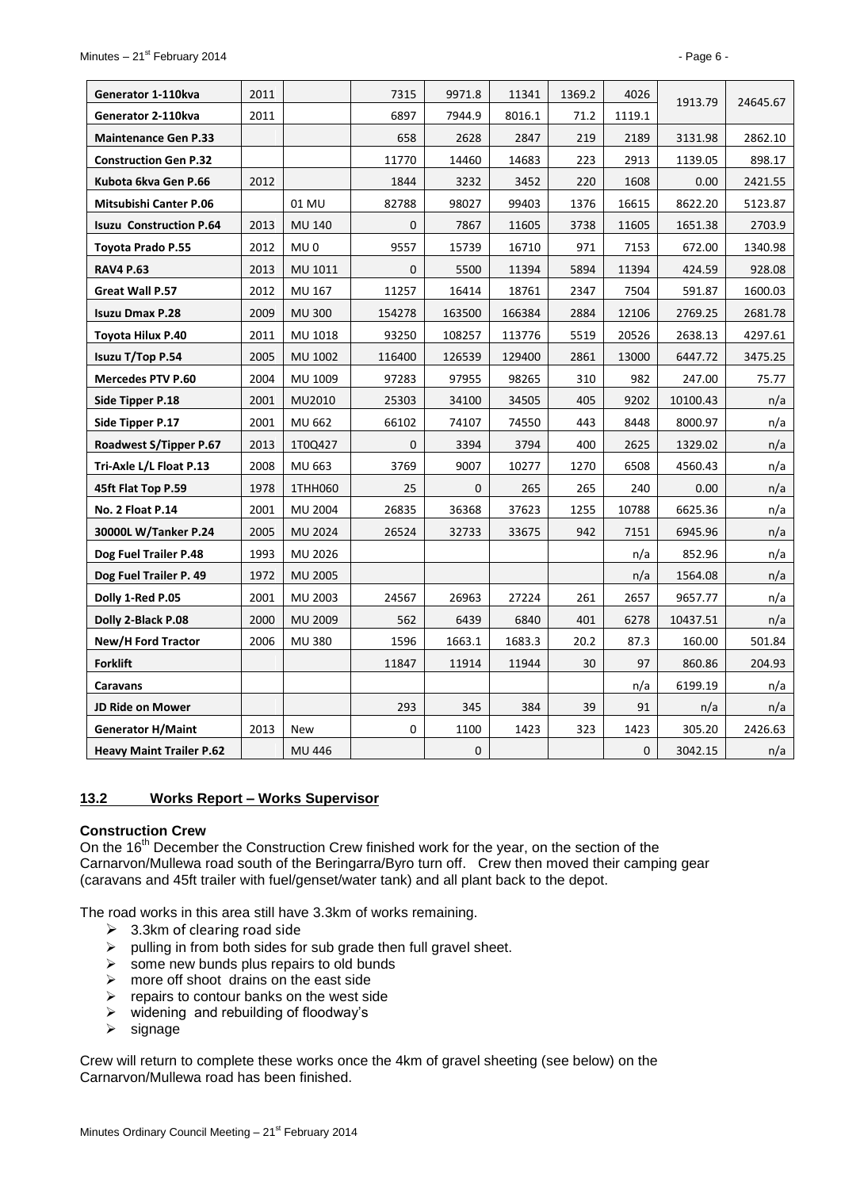| | | | | | | | | | |
|---|---|---|---|---|---|---|---|---|---|
| **Generator 1-110kva** | 2011 | | 7315 | 9971.8 | 11341 | 1369.2 | 4026 | 1913.79 | 24645.67 |
| **Generator 2-110kva** | 2011 | | 6897 | 7944.9 | 8016.1 | 71.2 | 1119.1 | | |
| **Maintenance Gen P.33** | | | 658 | 2628 | 2847 | 219 | 2189 | 3131.98 | 2862.10 |
| **Construction Gen P.32** | | | 11770 | 14460 | 14683 | 223 | 2913 | 1139.05 | 898.17 |
| **Kubota 6kva Gen P.66** | 2012 | | 1844 | 3232 | 3452 | 220 | 1608 | 0.00 | 2421.55 |
| **Mitsubishi Canter P.06** | | 01 MU | 82788 | 98027 | 99403 | 1376 | 16615 | 8622.20 | 5123.87 |
| **Isuzu Construction P.64** | 2013 | MU 140 | 0 | 7867 | 11605 | 3738 | 11605 | 1651.38 | 2703.9 |
| **Toyota Prado P.55** | 2012 | MU 0 | 9557 | 15739 | 16710 | 971 | 7153 | 672.00 | 1340.98 |
| **RAV4 P.63** | 2013 | MU 1011 | 0 | 5500 | 11394 | 5894 | 11394 | 424.59 | 928.08 |
| **Great Wall P.57** | 2012 | MU 167 | 11257 | 16414 | 18761 | 2347 | 7504 | 591.87 | 1600.03 |
| **Isuzu Dmax P.28** | 2009 | MU 300 | 154278 | 163500 | 166384 | 2884 | 12106 | 2769.25 | 2681.78 |
| **Toyota Hilux P.40** | 2011 | MU 1018 | 93250 | 108257 | 113776 | 5519 | 20526 | 2638.13 | 4297.61 |
| **Isuzu T/Top P.54** | 2005 | MU 1002 | 116400 | 126539 | 129400 | 2861 | 13000 | 6447.72 | 3475.25 |
| **Mercedes PTV P.60** | 2004 | MU 1009 | 97283 | 97955 | 98265 | 310 | 982 | 247.00 | 75.77 |
| **Side Tipper P.18** | 2001 | MU2010 | 25303 | 34100 | 34505 | 405 | 9202 | 10100.43 | n/a |
| **Side Tipper P.17** | 2001 | MU 662 | 66102 | 74107 | 74550 | 443 | 8448 | 8000.97 | n/a |
| **Roadwest S/Tipper P.67** | 2013 | 1TOQ427 | 0 | 3394 | 3794 | 400 | 2625 | 1329.02 | n/a |
| **Tri-Axle L/L Float P.13** | 2008 | MU 663 | 3769 | 9007 | 10277 | 1270 | 6508 | 4560.43 | n/a |
| **45ft Flat Top P.59** | 1978 | 1THH060 | 25 | 0 | 265 | 265 | 240 | 0.00 | n/a |
| **No. 2 Float P.14** | 2001 | MU 2004 | 26835 | 36368 | 37623 | 1255 | 10788 | 6625.36 | n/a |
| **30000L W/Tanker P.24** | 2005 | MU 2024 | 26524 | 32733 | 33675 | 942 | 7151 | 6945.96 | n/a |
| **Dog Fuel Trailer P.48** | 1993 | MU 2026 | | | | | n/a | 852.96 | n/a |
| **Dog Fuel Trailer P. 49** | 1972 | MU 2005 | | | | | n/a | 1564.08 | n/a |
| **Dolly 1-Red P.05** | 2001 | MU 2003 | 24567 | 26963 | 27224 | 261 | 2657 | 9657.77 | n/a |
| **Dolly 2-Black P.08** | 2000 | MU 2009 | 562 | 6439 | 6840 | 401 | 6278 | 10437.51 | n/a |
| **New/H Ford Tractor** | 2006 | MU 380 | 1596 | 1663.1 | 1683.3 | 20.2 | 87.3 | 160.00 | 501.84 |
| **Forklift** | | | 11847 | 11914 | 11944 | 30 | 97 | 860.86 | 204.93 |
| **Caravans** | | | | | | | n/a | 6199.19 | n/a |
| **JD Ride on Mower** | | | 293 | 345 | 384 | 39 | 91 | n/a | n/a |
| **Generator H/Maint** | 2013 | New | 0 | 1100 | 1423 | 323 | 1423 | 305.20 | 2426.63 |
| **Heavy Maint Trailer P.62** | | MU 446 | | 0 | | | 0 | 3042.15 | n/a |

## 13.2 Works Report – Works Supervisor

**Construction Crew**

On the 16th December the Construction Crew finished work for the year, on the section of the Carnarvon/Mullewa road south of the Beringarra/Byro turn off. Crew then moved their camping gear (caravans and 45ft trailer with fuel/genset/water tank) and all plant back to the depot.

The road works in this area still have 3.3km of works remaining.

- 3.3km of clearing road side
- pulling in from both sides for sub grade then full gravel sheet.
- some new bunds plus repairs to old bunds
- more off shoot drains on the east side
- repairs to contour banks on the west side
- widening and rebuilding of floodway's
- signage

Crew will return to complete these works once the 4km of gravel sheeting (see below) on the Carnarvon/Mullewa road has been finished.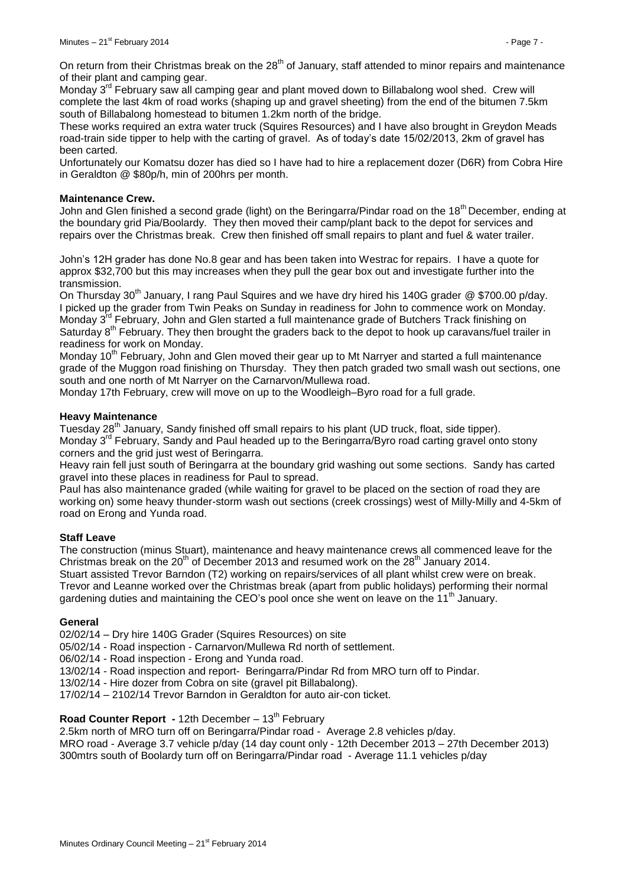On return from their Christmas break on the 28th of January, staff attended to minor repairs and maintenance of their plant and camping gear.

Monday 3rd February saw all camping gear and plant moved down to Billabalong wool shed. Crew will complete the last 4km of road works (shaping up and gravel sheeting) from the end of the bitumen 7.5km south of Billabalong homestead to bitumen 1.2km north of the bridge.

These works required an extra water truck (Squires Resources) and I have also brought in Greydon Meads road-train side tipper to help with the carting of gravel. As of today's date 15/02/2013, 2km of gravel has been carted.

Unfortunately our Komatsu dozer has died so I have had to hire a replacement dozer (D6R) from Cobra Hire in Geraldton @ $80p/h, min of 200hrs per month.

**Maintenance Crew.**

John and Glen finished a second grade (light) on the Beringarra/Pindar road on the 18th December, ending at the boundary grid Pia/Boolardy. They then moved their camp/plant back to the depot for services and repairs over the Christmas break. Crew then finished off small repairs to plant and fuel & water trailer.

John's 12H grader has done No.8 gear and has been taken into Westrac for repairs. I have a quote for approx $32,700 but this may increases when they pull the gear box out and investigate further into the transmission.

On Thursday 30th January, I rang Paul Squires and we have dry hired his 140G grader @ $700.00 p/day. I picked up the grader from Twin Peaks on Sunday in readiness for John to commence work on Monday.

Monday 3rd February, John and Glen started a full maintenance grade of Butchers Track finishing on Saturday 8th February. They then brought the graders back to the depot to hook up caravans/fuel trailer in readiness for work on Monday.

Monday 10th February, John and Glen moved their gear up to Mt Narryer and started a full maintenance grade of the Muggon road finishing on Thursday. They then patch graded two small wash out sections, one south and one north of Mt Narryer on the Carnarvon/Mullewa road.

Monday 17th February, crew will move on up to the Woodleigh–Byro road for a full grade.

**Heavy Maintenance**

Tuesday 28th January, Sandy finished off small repairs to his plant (UD truck, float, side tipper).

Monday 3rd February, Sandy and Paul headed up to the Beringarra/Byro road carting gravel onto stony corners and the grid just west of Beringarra.

Heavy rain fell just south of Beringarra at the boundary grid washing out some sections. Sandy has carted gravel into these places in readiness for Paul to spread.

Paul has also maintenance graded (while waiting for gravel to be placed on the section of road they are working on) some heavy thunder-storm wash out sections (creek crossings) west of Milly-Milly and 4-5km of road on Erong and Yunda road.

**Staff Leave**

The construction (minus Stuart), maintenance and heavy maintenance crews all commenced leave for the Christmas break on the 20th of December 2013 and resumed work on the 28th January 2014.

Stuart assisted Trevor Barndon (T2) working on repairs/services of all plant whilst crew were on break.

Trevor and Leanne worked over the Christmas break (apart from public holidays) performing their normal gardening duties and maintaining the CEO's pool once she went on leave on the 11th January.

**General**

02/02/14 – Dry hire 140G Grader (Squires Resources) on site
05/02/14 - Road inspection - Carnarvon/Mullewa Rd north of settlement.
06/02/14 - Road inspection - Erong and Yunda road.
13/02/14 - Road inspection and report- Beringarra/Pindar Rd from MRO turn off to Pindar.
13/02/14 - Hire dozer from Cobra on site (gravel pit Billabalong).
17/02/14 – 2102/14 Trevor Barndon in Geraldton for auto air-con ticket.

**Road Counter Report -** 12th December – 13th February

2.5km north of MRO turn off on Beringarra/Pindar road - Average 2.8 vehicles p/day.
MRO road - Average 3.7 vehicle p/day (14 day count only - 12th December 2013 – 27th December 2013)
300mtrs south of Boolardy turn off on Beringarra/Pindar road - Average 11.1 vehicles p/day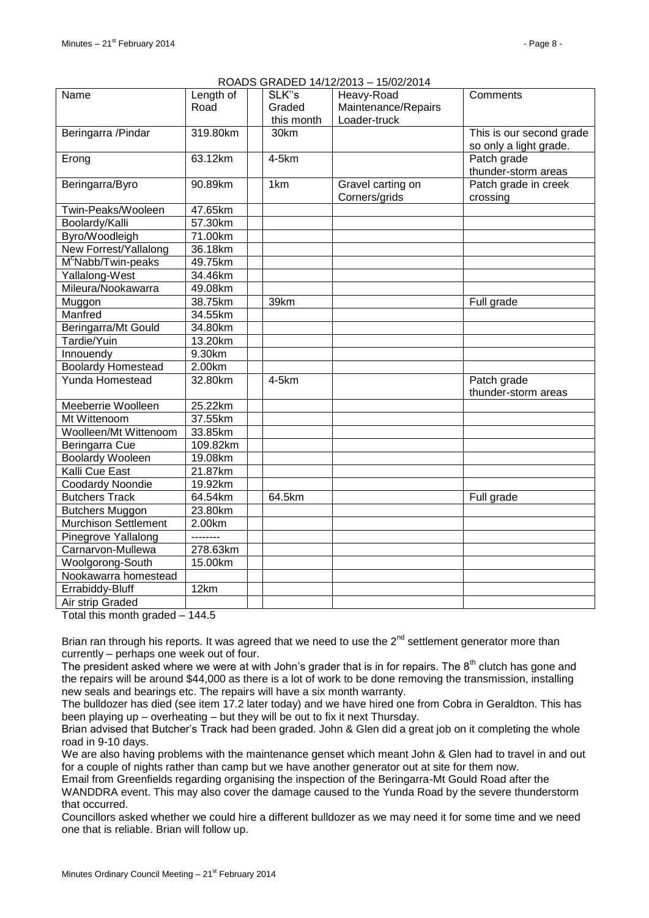ROADS GRADED 14/12/2013 – 15/02/2014

| Name | Length of Road | | SLK"s Graded this month | Heavy-Road Maintenance/Repairs Loader-truck | Comments |
|---|---|---|---|---|---|
| Beringarra /Pindar | 319.80km | | 30km | | This is our second grade so only a light grade. |
| Erong | 63.12km | | 4-5km | | Patch grade thunder-storm areas |
| Beringarra/Byro | 90.89km | | 1km | Gravel carting on Corners/grids | Patch grade in creek crossing |
| Twin-Peaks/Wooleen | 47.65km | | | | |
| Boolardy/Kalli | 57.30km | | | | |
| Byro/Woodleigh | 71.00km | | | | |
| New Forrest/Yallalong | 36.18km | | | | |
| McNabb/Twin-peaks | 49.75km | | | | |
| Yallalong-West | 34.46km | | | | |
| Mileura/Nookawarra | 49.08km | | | | |
| Muggon | 38.75km | | 39km | | Full grade |
| Manfred | 34.55km | | | | |
| Beringarra/Mt Gould | 34.80km | | | | |
| Tardie/Yuin | 13.20km | | | | |
| Innouendy | 9.30km | | | | |
| Boolardy Homestead | 2.00km | | | | |
| Yunda Homestead | 32.80km | | 4-5km | | Patch grade thunder-storm areas |
| Meeberrie Woolleen | 25.22km | | | | |
| Mt Wittenoom | 37.55km | | | | |
| Woolleen/Mt Wittenoom | 33.85km | | | | |
| Beringarra Cue | 109.82km | | | | |
| Boolardy Wooleen | 19.08km | | | | |
| Kalli Cue East | 21.87km | | | | |
| Coodardy Noondie | 19.92km | | | | |
| Butchers Track | 64.54km | | 64.5km | | Full grade |
| Butchers Muggon | 23.80km | | | | |
| Murchison Settlement | 2.00km | | | | |
| Pinegrove Yallalong | -------- | | | | |
| Carnarvon-Mullewa | 278.63km | | | | |
| Woolgorong-South | 15.00km | | | | |
| Nookawarra homestead | | | | | |
| Errabiddy-Bluff | 12km | | | | |
| Air strip Graded | | | | | |

Total this month graded – 144.5

Brian ran through his reports. It was agreed that we need to use the 2nd settlement generator more than currently – perhaps one week out of four.

The president asked where we were at with John's grader that is in for repairs. The 8th clutch has gone and the repairs will be around $44,000 as there is a lot of work to be done removing the transmission, installing new seals and bearings etc. The repairs will have a six month warranty.

The bulldozer has died (see item 17.2 later today) and we have hired one from Cobra in Geraldton. This has been playing up – overheating – but they will be out to fix it next Thursday.

Brian advised that Butcher's Track had been graded. John & Glen did a great job on it completing the whole road in 9-10 days.

We are also having problems with the maintenance genset which meant John & Glen had to travel in and out for a couple of nights rather than camp but we have another generator out at site for them now.

Email from Greenfields regarding organising the inspection of the Beringarra-Mt Gould Road after the WANDDRA event. This may also cover the damage caused to the Yunda Road by the severe thunderstorm that occurred.

Councillors asked whether we could hire a different bulldozer as we may need it for some time and we need one that is reliable. Brian will follow up.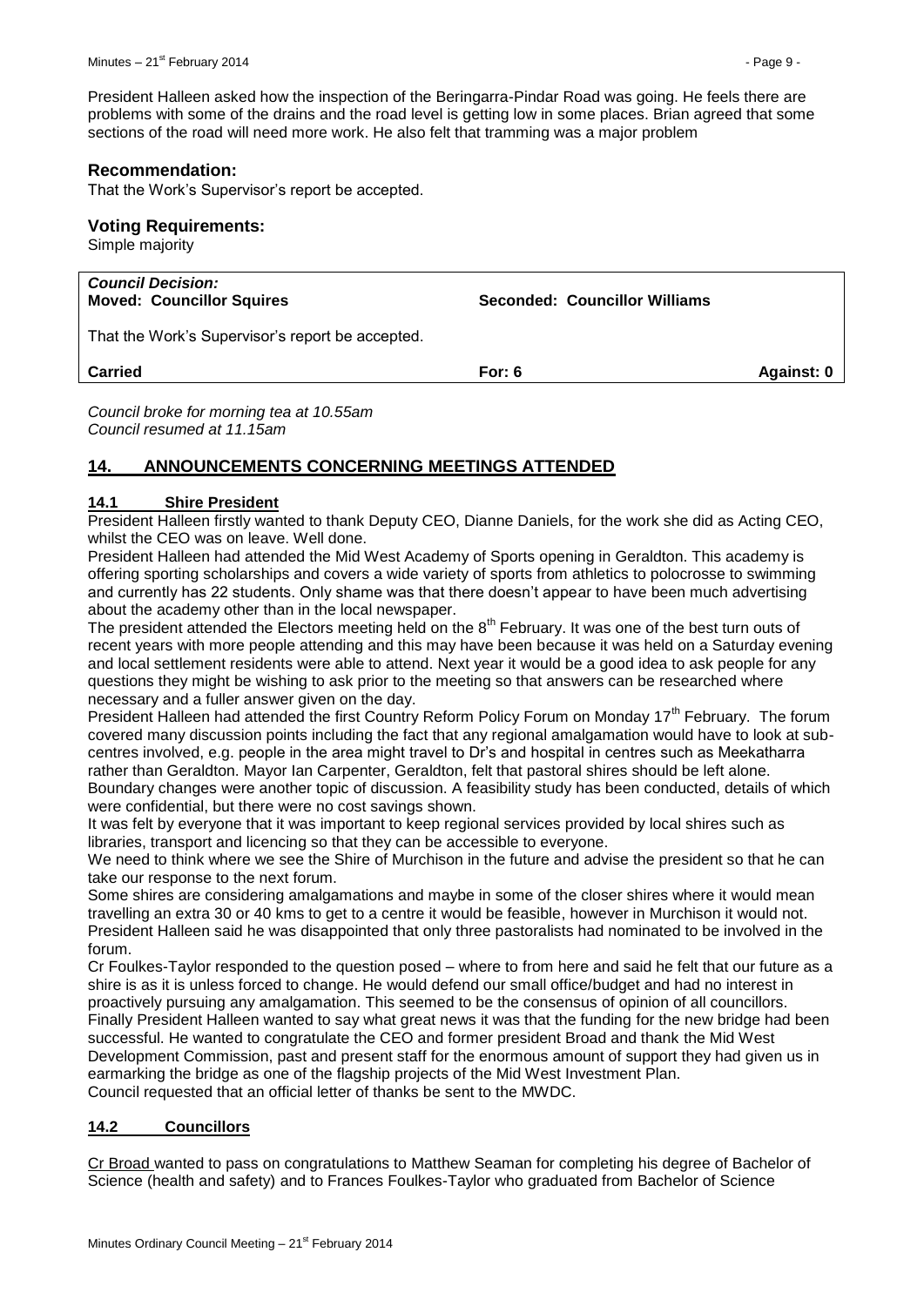President Halleen asked how the inspection of the Beringarra-Pindar Road was going. He feels there are problems with some of the drains and the road level is getting low in some places. Brian agreed that some sections of the road will need more work. He also felt that tramming was a major problem

### Recommendation:

That the Work's Supervisor's report be accepted.

### Voting Requirements:

Simple majority

| | | |
|---|---|---|
| ***Council Decision:*** **Moved: Councillor Squires** | **Seconded: Councillor Williams** | |
| That the Work's Supervisor's report be accepted. | | |
| **Carried** | **For: 6** | **Against: 0** |

*Council broke for morning tea at 10.55am*
*Council resumed at 11.15am*

## 14. ANNOUNCEMENTS CONCERNING MEETINGS ATTENDED

### 14.1 Shire President

President Halleen firstly wanted to thank Deputy CEO, Dianne Daniels, for the work she did as Acting CEO, whilst the CEO was on leave. Well done.

President Halleen had attended the Mid West Academy of Sports opening in Geraldton. This academy is offering sporting scholarships and covers a wide variety of sports from athletics to polocrosse to swimming and currently has 22 students. Only shame was that there doesn't appear to have been much advertising about the academy other than in the local newspaper.

The president attended the Electors meeting held on the 8th February. It was one of the best turn outs of recent years with more people attending and this may have been because it was held on a Saturday evening and local settlement residents were able to attend. Next year it would be a good idea to ask people for any questions they might be wishing to ask prior to the meeting so that answers can be researched where necessary and a fuller answer given on the day.

President Halleen had attended the first Country Reform Policy Forum on Monday 17th February. The forum covered many discussion points including the fact that any regional amalgamation would have to look at sub-centres involved, e.g. people in the area might travel to Dr's and hospital in centres such as Meekatharra rather than Geraldton. Mayor Ian Carpenter, Geraldton, felt that pastoral shires should be left alone. Boundary changes were another topic of discussion. A feasibility study has been conducted, details of which were confidential, but there were no cost savings shown.

It was felt by everyone that it was important to keep regional services provided by local shires such as libraries, transport and licencing so that they can be accessible to everyone.

We need to think where we see the Shire of Murchison in the future and advise the president so that he can take our response to the next forum.

Some shires are considering amalgamations and maybe in some of the closer shires where it would mean travelling an extra 30 or 40 kms to get to a centre it would be feasible, however in Murchison it would not. President Halleen said he was disappointed that only three pastoralists had nominated to be involved in the forum.

Cr Foulkes-Taylor responded to the question posed – where to from here and said he felt that our future as a shire is as it is unless forced to change. He would defend our small office/budget and had no interest in proactively pursuing any amalgamation. This seemed to be the consensus of opinion of all councillors.

Finally President Halleen wanted to say what great news it was that the funding for the new bridge had been successful. He wanted to congratulate the CEO and former president Broad and thank the Mid West Development Commission, past and present staff for the enormous amount of support they had given us in earmarking the bridge as one of the flagship projects of the Mid West Investment Plan.

Council requested that an official letter of thanks be sent to the MWDC.

### 14.2 Councillors

Cr Broad wanted to pass on congratulations to Matthew Seaman for completing his degree of Bachelor of Science (health and safety) and to Frances Foulkes-Taylor who graduated from Bachelor of Science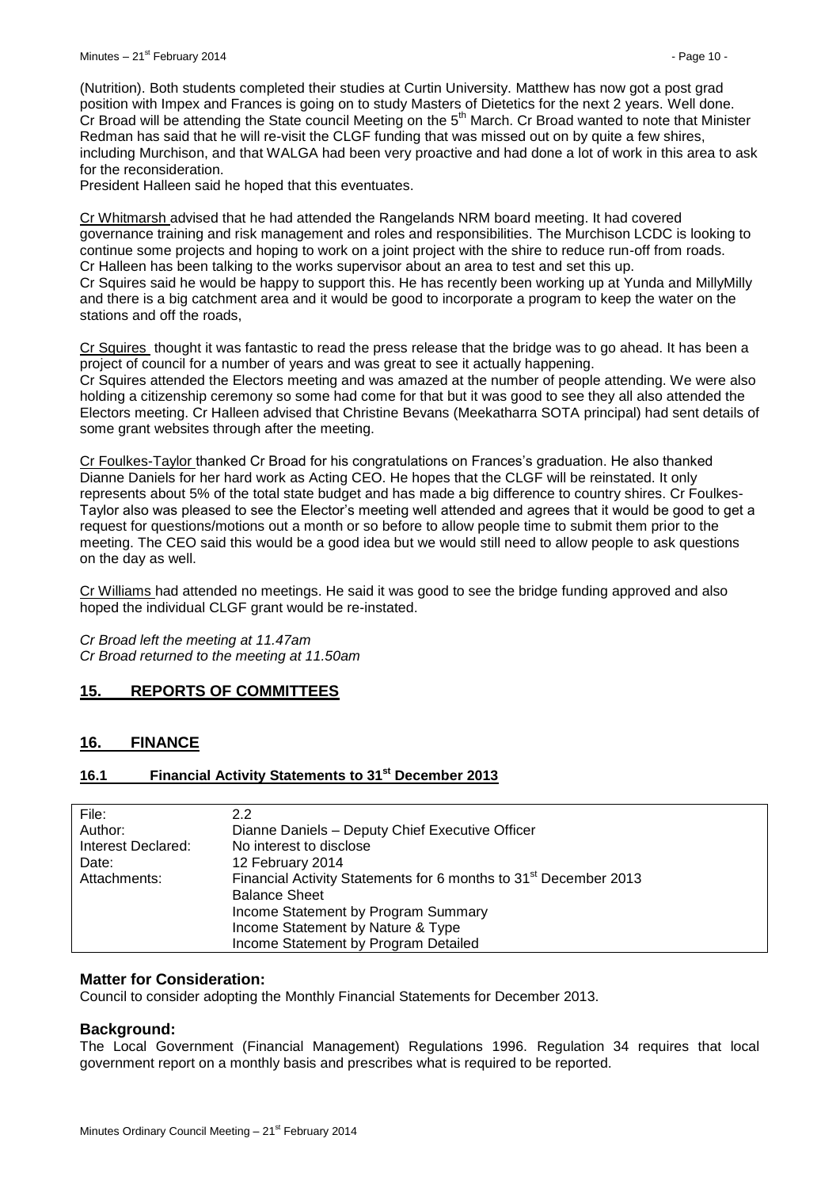(Nutrition). Both students completed their studies at Curtin University. Matthew has now got a post grad position with Impex and Frances is going on to study Masters of Dietetics for the next 2 years. Well done. Cr Broad will be attending the State council Meeting on the 5th March. Cr Broad wanted to note that Minister Redman has said that he will re-visit the CLGF funding that was missed out on by quite a few shires, including Murchison, and that WALGA had been very proactive and had done a lot of work in this area to ask for the reconsideration.

President Halleen said he hoped that this eventuates.

Cr Whitmarsh advised that he had attended the Rangelands NRM board meeting. It had covered governance training and risk management and roles and responsibilities. The Murchison LCDC is looking to continue some projects and hoping to work on a joint project with the shire to reduce run-off from roads. Cr Halleen has been talking to the works supervisor about an area to test and set this up.

Cr Squires said he would be happy to support this. He has recently been working up at Yunda and MillyMilly and there is a big catchment area and it would be good to incorporate a program to keep the water on the stations and off the roads,

Cr Squires thought it was fantastic to read the press release that the bridge was to go ahead. It has been a project of council for a number of years and was great to see it actually happening.

Cr Squires attended the Electors meeting and was amazed at the number of people attending. We were also holding a citizenship ceremony so some had come for that but it was good to see they all also attended the Electors meeting. Cr Halleen advised that Christine Bevans (Meekatharra SOTA principal) had sent details of some grant websites through after the meeting.

Cr Foulkes-Taylor thanked Cr Broad for his congratulations on Frances's graduation. He also thanked Dianne Daniels for her hard work as Acting CEO. He hopes that the CLGF will be reinstated. It only represents about 5% of the total state budget and has made a big difference to country shires. Cr Foulkes-Taylor also was pleased to see the Elector's meeting well attended and agrees that it would be good to get a request for questions/motions out a month or so before to allow people time to submit them prior to the meeting. The CEO said this would be a good idea but we would still need to allow people to ask questions on the day as well.

Cr Williams had attended no meetings. He said it was good to see the bridge funding approved and also hoped the individual CLGF grant would be re-instated.

*Cr Broad left the meeting at 11.47am*
*Cr Broad returned to the meeting at 11.50am*

## 15. REPORTS OF COMMITTEES

## 16. FINANCE

### 16.1 Financial Activity Statements to 31st December 2013

| | |
|---|---|
| File: | 2.2 |
| Author: | Dianne Daniels – Deputy Chief Executive Officer |
| Interest Declared: | No interest to disclose |
| Date: | 12 February 2014 |
| Attachments: | Financial Activity Statements for 6 months to 31st December 2013<br>Balance Sheet<br>Income Statement by Program Summary<br>Income Statement by Nature & Type<br>Income Statement by Program Detailed |

**Matter for Consideration:**

Council to consider adopting the Monthly Financial Statements for December 2013.

**Background:**

The Local Government (Financial Management) Regulations 1996. Regulation 34 requires that local government report on a monthly basis and prescribes what is required to be reported.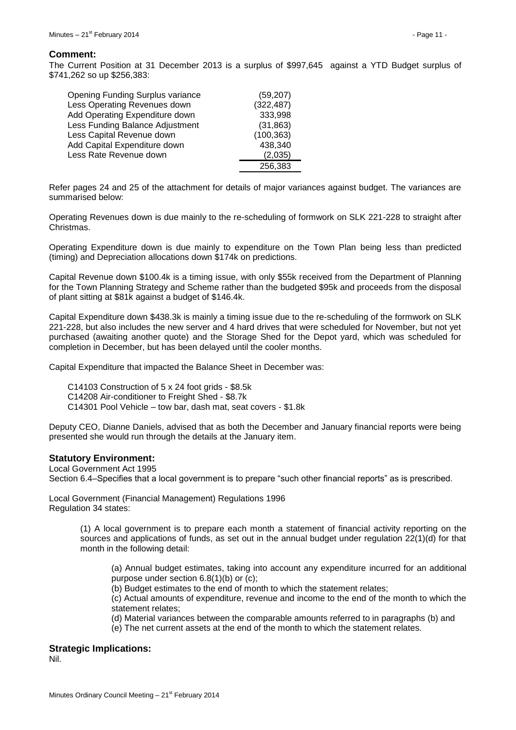## Comment:

The Current Position at 31 December 2013 is a surplus of $997,645 against a YTD Budget surplus of $741,262 so up $256,383:

| | |
|---|---|
| Opening Funding Surplus variance | (59,207) |
| Less Operating Revenues down | (322,487) |
| Add Operating Expenditure down | 333,998 |
| Less Funding Balance Adjustment | (31,863) |
| Less Capital Revenue down | (100,363) |
| Add Capital Expenditure down | 438,340 |
| Less Rate Revenue down | (2,035) |
| | 256,383 |

Refer pages 24 and 25 of the attachment for details of major variances against budget. The variances are summarised below:

Operating Revenues down is due mainly to the re-scheduling of formwork on SLK 221-228 to straight after Christmas.

Operating Expenditure down is due mainly to expenditure on the Town Plan being less than predicted (timing) and Depreciation allocations down $174k on predictions.

Capital Revenue down $100.4k is a timing issue, with only $55k received from the Department of Planning for the Town Planning Strategy and Scheme rather than the budgeted $95k and proceeds from the disposal of plant sitting at $81k against a budget of $146.4k.

Capital Expenditure down $438.3k is mainly a timing issue due to the re-scheduling of the formwork on SLK 221-228, but also includes the new server and 4 hard drives that were scheduled for November, but not yet purchased (awaiting another quote) and the Storage Shed for the Depot yard, which was scheduled for completion in December, but has been delayed until the cooler months.

Capital Expenditure that impacted the Balance Sheet in December was:

C14103 Construction of 5 x 24 foot grids - $8.5k
C14208 Air-conditioner to Freight Shed - $8.7k
C14301 Pool Vehicle – tow bar, dash mat, seat covers - $1.8k

Deputy CEO, Dianne Daniels, advised that as both the December and January financial reports were being presented she would run through the details at the January item.

## Statutory Environment:

Local Government Act 1995
Section 6.4–Specifies that a local government is to prepare "such other financial reports" as is prescribed.

Local Government (Financial Management) Regulations 1996
Regulation 34 states:

> (1) A local government is to prepare each month a statement of financial activity reporting on the sources and applications of funds, as set out in the annual budget under regulation 22(1)(d) for that month in the following detail:
>
> > (a) Annual budget estimates, taking into account any expenditure incurred for an additional purpose under section 6.8(1)(b) or (c);
> > (b) Budget estimates to the end of month to which the statement relates;
> > (c) Actual amounts of expenditure, revenue and income to the end of the month to which the statement relates;
> > (d) Material variances between the comparable amounts referred to in paragraphs (b) and
> > (e) The net current assets at the end of the month to which the statement relates.

## Strategic Implications:

Nil.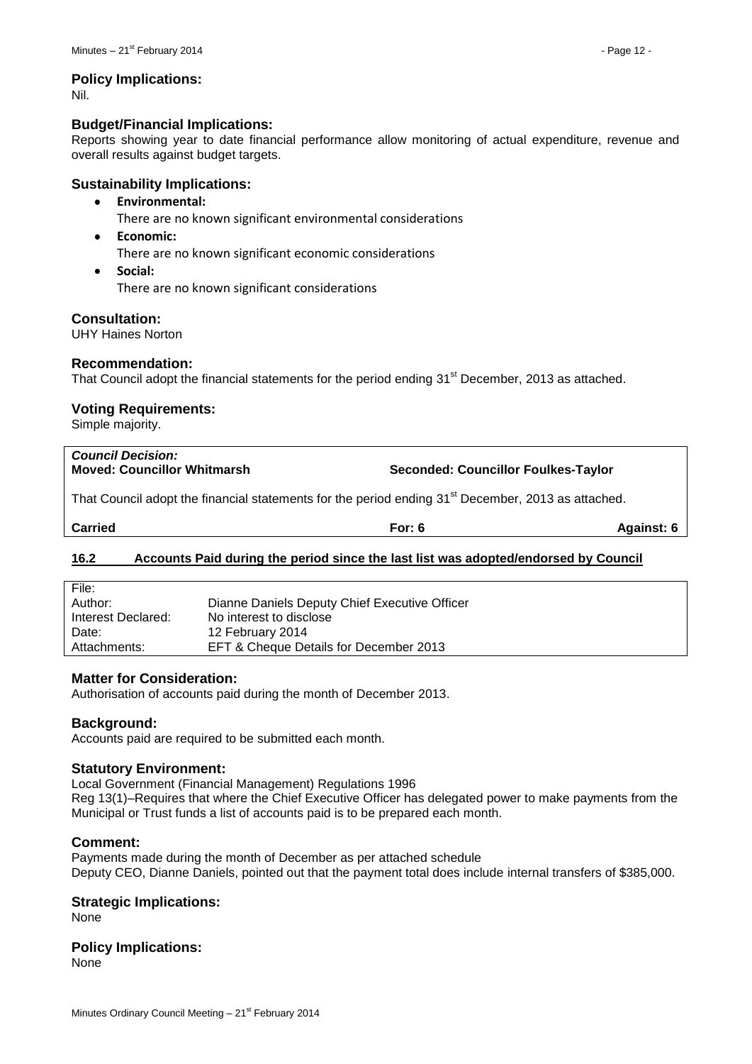### Policy Implications:

Nil.

### Budget/Financial Implications:

Reports showing year to date financial performance allow monitoring of actual expenditure, revenue and overall results against budget targets.

### Sustainability Implications:

- **Environmental:**
  There are no known significant environmental considerations
- **Economic:**
  There are no known significant economic considerations
- **Social:**
  There are no known significant considerations

### Consultation:

UHY Haines Norton

### Recommendation:

That Council adopt the financial statements for the period ending 31st December, 2013 as attached.

### Voting Requirements:

Simple majority.

| | | |
|---|---|---|
| ***Council Decision:*** **Moved: Councillor Whitmarsh** | **Seconded: Councillor Foulkes-Taylor** | |
| That Council adopt the financial statements for the period ending 31st December, 2013 as attached. | | |
| **Carried** | **For: 6** | **Against: 6** |

## 16.2 Accounts Paid during the period since the last list was adopted/endorsed by Council

| | |
|---|---|
| File: | |
| Author: | Dianne Daniels Deputy Chief Executive Officer |
| Interest Declared: | No interest to disclose |
| Date: | 12 February 2014 |
| Attachments: | EFT & Cheque Details for December 2013 |

### Matter for Consideration:

Authorisation of accounts paid during the month of December 2013.

### Background:

Accounts paid are required to be submitted each month.

### Statutory Environment:

Local Government (Financial Management) Regulations 1996
Reg 13(1)–Requires that where the Chief Executive Officer has delegated power to make payments from the Municipal or Trust funds a list of accounts paid is to be prepared each month.

### Comment:

Payments made during the month of December as per attached schedule
Deputy CEO, Dianne Daniels, pointed out that the payment total does include internal transfers of $385,000.

### Strategic Implications:

None

### Policy Implications:

None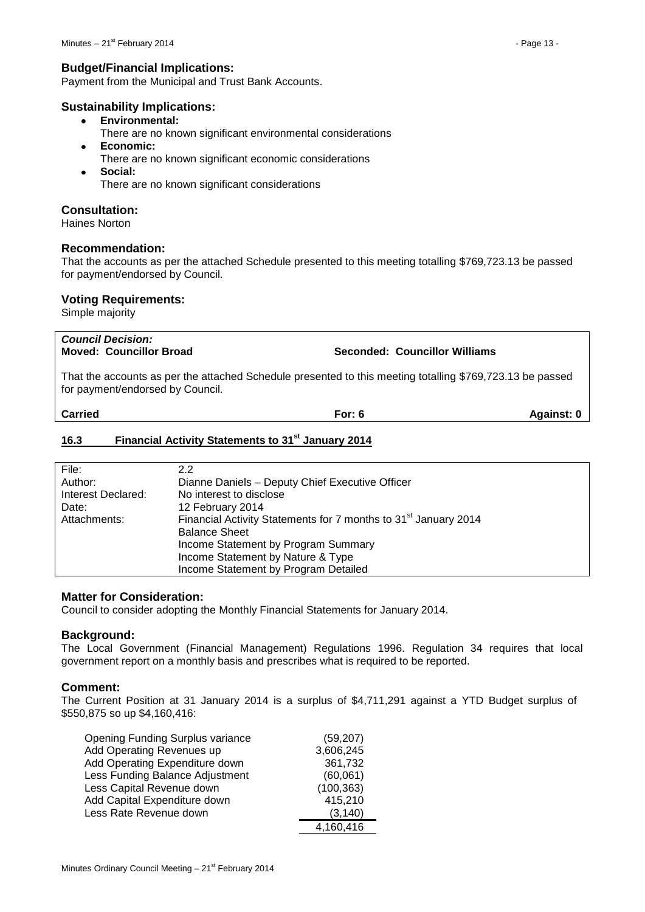### Budget/Financial Implications:

Payment from the Municipal and Trust Bank Accounts.

### Sustainability Implications:

- **Environmental:**
  There are no known significant environmental considerations
- **Economic:**
  There are no known significant economic considerations
- **Social:**
  There are no known significant considerations

### Consultation:

Haines Norton

### Recommendation:

That the accounts as per the attached Schedule presented to this meeting totalling $769,723.13 be passed for payment/endorsed by Council.

### Voting Requirements:

Simple majority

***Council Decision:***

**Moved: Councillor Broad** **Seconded: Councillor Williams**

That the accounts as per the attached Schedule presented to this meeting totalling $769,723.13 be passed for payment/endorsed by Council.

**Carried** **For: 6** **Against: 0**

## 16.3 Financial Activity Statements to 31st January 2014

| | |
|---|---|
| File: | 2.2 |
| Author: | Dianne Daniels – Deputy Chief Executive Officer |
| Interest Declared: | No interest to disclose |
| Date: | 12 February 2014 |
| Attachments: | Financial Activity Statements for 7 months to 31st January 2014<br>Balance Sheet<br>Income Statement by Program Summary<br>Income Statement by Nature & Type<br>Income Statement by Program Detailed |

### Matter for Consideration:

Council to consider adopting the Monthly Financial Statements for January 2014.

### Background:

The Local Government (Financial Management) Regulations 1996. Regulation 34 requires that local government report on a monthly basis and prescribes what is required to be reported.

### Comment:

The Current Position at 31 January 2014 is a surplus of $4,711,291 against a YTD Budget surplus of $550,875 so up $4,160,416:

| | |
|---|---:|
| Opening Funding Surplus variance | (59,207) |
| Add Operating Revenues up | 3,606,245 |
| Add Operating Expenditure down | 361,732 |
| Less Funding Balance Adjustment | (60,061) |
| Less Capital Revenue down | (100,363) |
| Add Capital Expenditure down | 415,210 |
| Less Rate Revenue down | (3,140) |
| | 4,160,416 |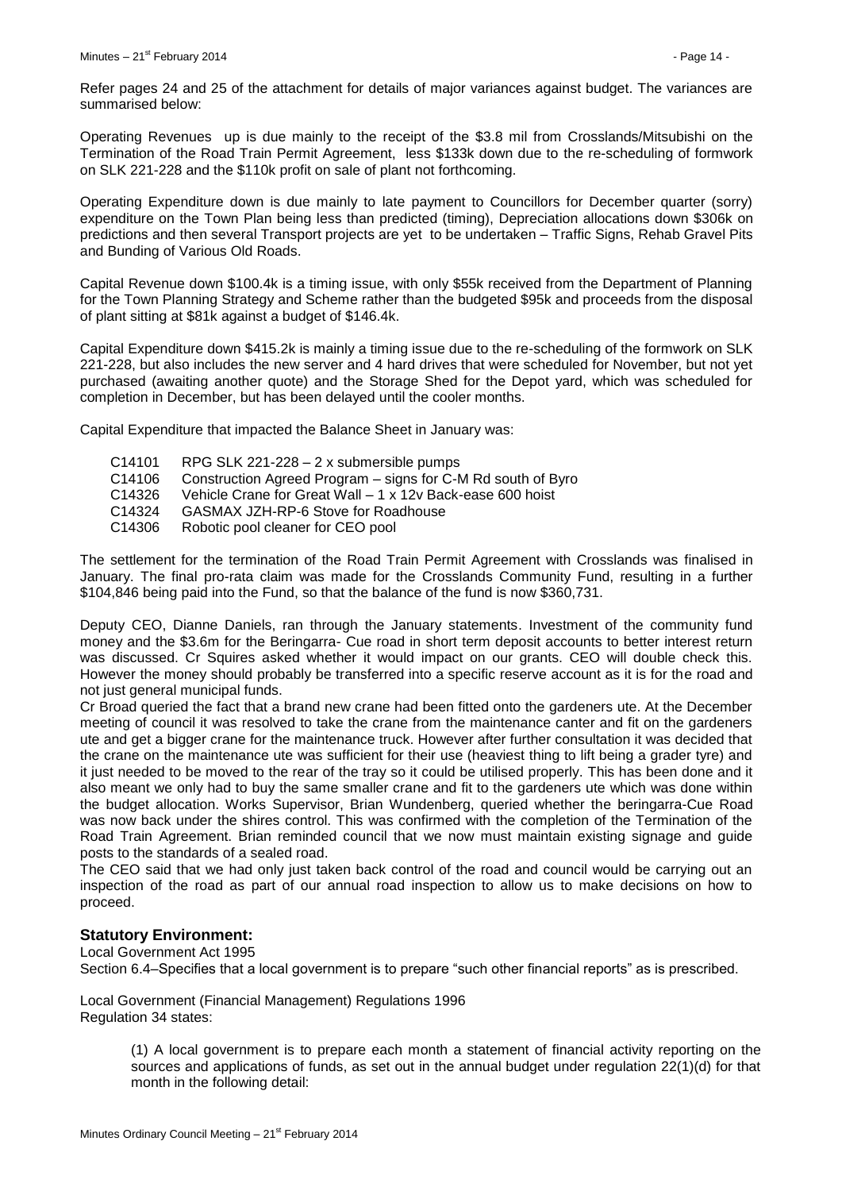Refer pages 24 and 25 of the attachment for details of major variances against budget. The variances are summarised below:

Operating Revenues up is due mainly to the receipt of the $3.8 mil from Crosslands/Mitsubishi on the Termination of the Road Train Permit Agreement, less $133k down due to the re-scheduling of formwork on SLK 221-228 and the $110k profit on sale of plant not forthcoming.

Operating Expenditure down is due mainly to late payment to Councillors for December quarter (sorry) expenditure on the Town Plan being less than predicted (timing), Depreciation allocations down $306k on predictions and then several Transport projects are yet to be undertaken – Traffic Signs, Rehab Gravel Pits and Bunding of Various Old Roads.

Capital Revenue down $100.4k is a timing issue, with only $55k received from the Department of Planning for the Town Planning Strategy and Scheme rather than the budgeted $95k and proceeds from the disposal of plant sitting at $81k against a budget of $146.4k.

Capital Expenditure down $415.2k is mainly a timing issue due to the re-scheduling of the formwork on SLK 221-228, but also includes the new server and 4 hard drives that were scheduled for November, but not yet purchased (awaiting another quote) and the Storage Shed for the Depot yard, which was scheduled for completion in December, but has been delayed until the cooler months.

Capital Expenditure that impacted the Balance Sheet in January was:

| | |
|---|---|
| C14101 | RPG SLK 221-228 – 2 x submersible pumps |
| C14106 | Construction Agreed Program – signs for C-M Rd south of Byro |
| C14326 | Vehicle Crane for Great Wall – 1 x 12v Back-ease 600 hoist |
| C14324 | GASMAX JZH-RP-6 Stove for Roadhouse |
| C14306 | Robotic pool cleaner for CEO pool |

The settlement for the termination of the Road Train Permit Agreement with Crosslands was finalised in January. The final pro-rata claim was made for the Crosslands Community Fund, resulting in a further $104,846 being paid into the Fund, so that the balance of the fund is now $360,731.

Deputy CEO, Dianne Daniels, ran through the January statements. Investment of the community fund money and the $3.6m for the Beringarra- Cue road in short term deposit accounts to better interest return was discussed. Cr Squires asked whether it would impact on our grants. CEO will double check this. However the money should probably be transferred into a specific reserve account as it is for the road and not just general municipal funds.

Cr Broad queried the fact that a brand new crane had been fitted onto the gardeners ute. At the December meeting of council it was resolved to take the crane from the maintenance canter and fit on the gardeners ute and get a bigger crane for the maintenance truck. However after further consultation it was decided that the crane on the maintenance ute was sufficient for their use (heaviest thing to lift being a grader tyre) and it just needed to be moved to the rear of the tray so it could be utilised properly. This has been done and it also meant we only had to buy the same smaller crane and fit to the gardeners ute which was done within the budget allocation. Works Supervisor, Brian Wundenberg, queried whether the beringarra-Cue Road was now back under the shires control. This was confirmed with the completion of the Termination of the Road Train Agreement. Brian reminded council that we now must maintain existing signage and guide posts to the standards of a sealed road.

The CEO said that we had only just taken back control of the road and council would be carrying out an inspection of the road as part of our annual road inspection to allow us to make decisions on how to proceed.

## Statutory Environment:

Local Government Act 1995

Section 6.4–Specifies that a local government is to prepare "such other financial reports" as is prescribed.

Local Government (Financial Management) Regulations 1996

Regulation 34 states:

> (1) A local government is to prepare each month a statement of financial activity reporting on the sources and applications of funds, as set out in the annual budget under regulation 22(1)(d) for that month in the following detail: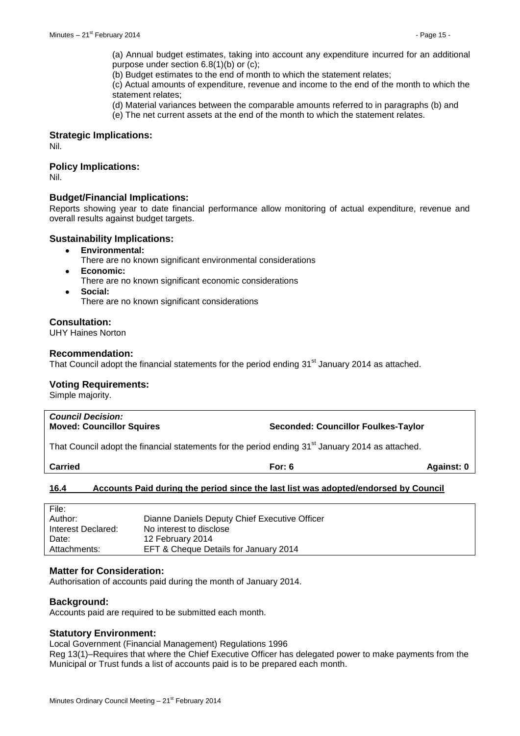(a) Annual budget estimates, taking into account any expenditure incurred for an additional purpose under section 6.8(1)(b) or (c);

(b) Budget estimates to the end of month to which the statement relates;

(c) Actual amounts of expenditure, revenue and income to the end of the month to which the statement relates;

(d) Material variances between the comparable amounts referred to in paragraphs (b) and

(e) The net current assets at the end of the month to which the statement relates.

### Strategic Implications:

Nil.

### Policy Implications:

Nil.

### Budget/Financial Implications:

Reports showing year to date financial performance allow monitoring of actual expenditure, revenue and overall results against budget targets.

### Sustainability Implications:

- **Environmental:**
  There are no known significant environmental considerations
- **Economic:**
  There are no known significant economic considerations
- **Social:**
  There are no known significant considerations

### Consultation:

UHY Haines Norton

### Recommendation:

That Council adopt the financial statements for the period ending 31st January 2014 as attached.

### Voting Requirements:

Simple majority.

***Council Decision:***

**Moved: Councillor Squires** **Seconded: Councillor Foulkes-Taylor**

That Council adopt the financial statements for the period ending 31st January 2014 as attached.

**Carried** **For: 6** **Against: 0**

## 16.4 Accounts Paid during the period since the last list was adopted/endorsed by Council

| | |
|---|---|
| File: | |
| Author: | Dianne Daniels Deputy Chief Executive Officer |
| Interest Declared: | No interest to disclose |
| Date: | 12 February 2014 |
| Attachments: | EFT & Cheque Details for January 2014 |

### Matter for Consideration:

Authorisation of accounts paid during the month of January 2014.

### Background:

Accounts paid are required to be submitted each month.

### Statutory Environment:

Local Government (Financial Management) Regulations 1996

Reg 13(1)–Requires that where the Chief Executive Officer has delegated power to make payments from the Municipal or Trust funds a list of accounts paid is to be prepared each month.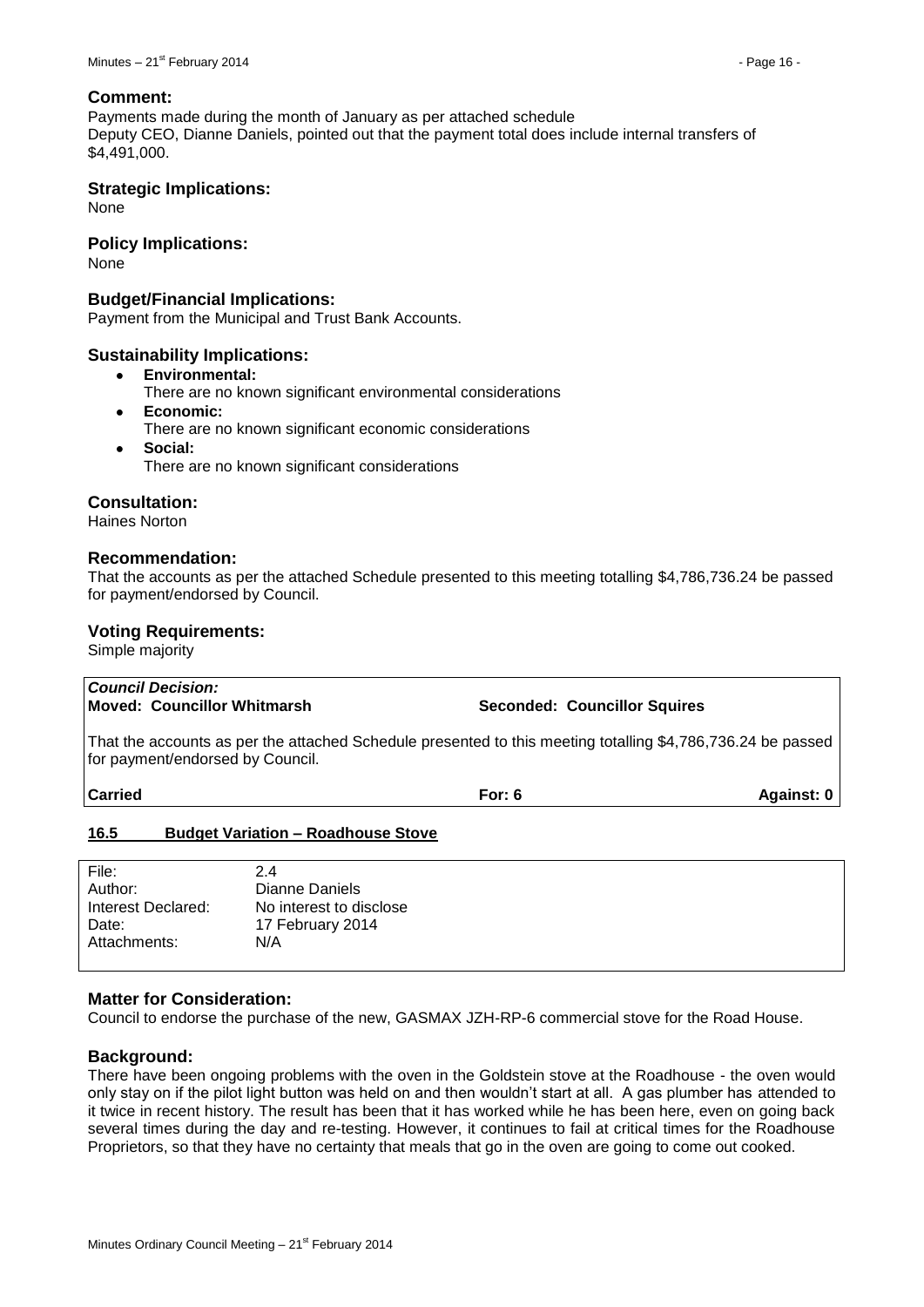### Comment:

Payments made during the month of January as per attached schedule
Deputy CEO, Dianne Daniels, pointed out that the payment total does include internal transfers of $4,491,000.

### Strategic Implications:

None

### Policy Implications:

None

### Budget/Financial Implications:

Payment from the Municipal and Trust Bank Accounts.

### Sustainability Implications:

- **Environmental:**
  There are no known significant environmental considerations
- **Economic:**
  There are no known significant economic considerations
- **Social:**
  There are no known significant considerations

### Consultation:

Haines Norton

### Recommendation:

That the accounts as per the attached Schedule presented to this meeting totalling $4,786,736.24 be passed for payment/endorsed by Council.

### Voting Requirements:

Simple majority

***Council Decision:***
**Moved: Councillor Whitmarsh** **Seconded: Councillor Squires**

That the accounts as per the attached Schedule presented to this meeting totalling $4,786,736.24 be passed for payment/endorsed by Council.

**Carried** **For: 6** **Against: 0**

## 16.5 Budget Variation – Roadhouse Stove

| | |
|---|---|
| File: | 2.4 |
| Author: | Dianne Daniels |
| Interest Declared: | No interest to disclose |
| Date: | 17 February 2014 |
| Attachments: | N/A |

### Matter for Consideration:

Council to endorse the purchase of the new, GASMAX JZH-RP-6 commercial stove for the Road House.

### Background:

There have been ongoing problems with the oven in the Goldstein stove at the Roadhouse - the oven would only stay on if the pilot light button was held on and then wouldn't start at all. A gas plumber has attended to it twice in recent history. The result has been that it has worked while he has been here, even on going back several times during the day and re-testing. However, it continues to fail at critical times for the Roadhouse Proprietors, so that they have no certainty that meals that go in the oven are going to come out cooked.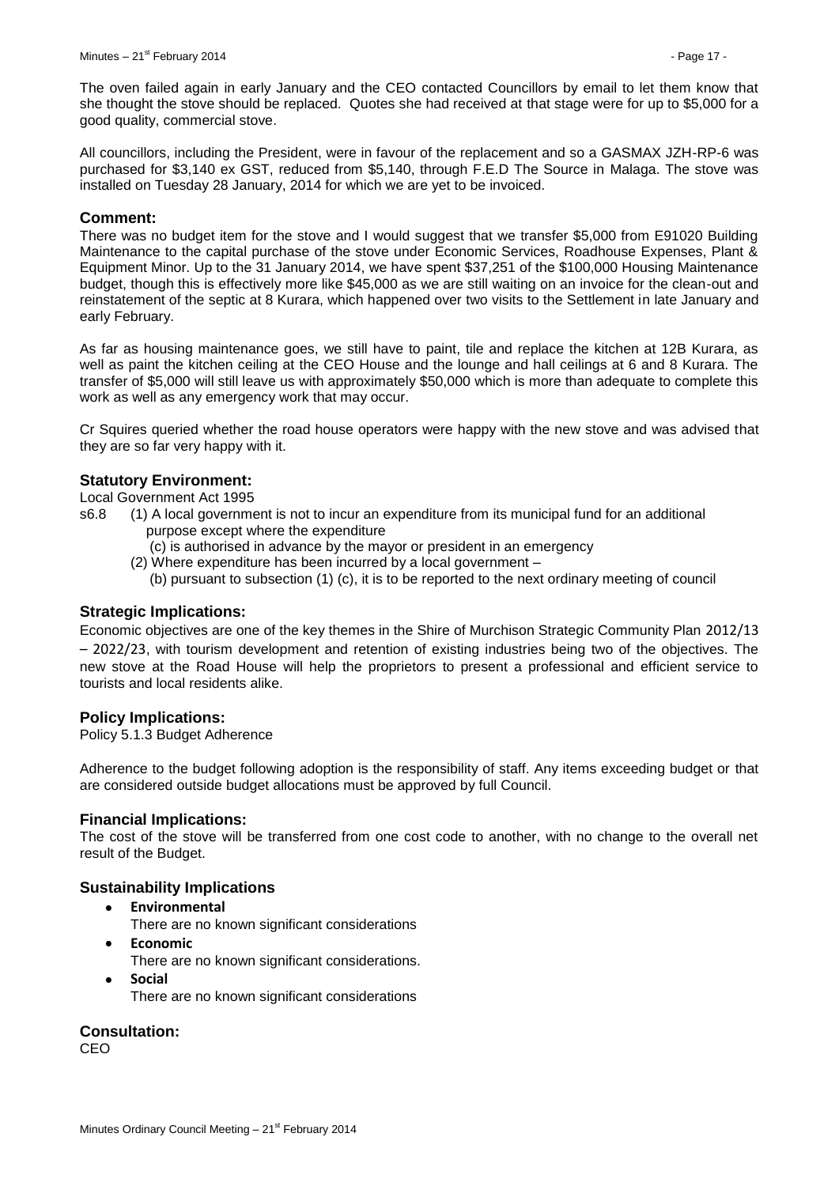The oven failed again in early January and the CEO contacted Councillors by email to let them know that she thought the stove should be replaced. Quotes she had received at that stage were for up to $5,000 for a good quality, commercial stove.

All councillors, including the President, were in favour of the replacement and so a GASMAX JZH-RP-6 was purchased for $3,140 ex GST, reduced from $5,140, through F.E.D The Source in Malaga. The stove was installed on Tuesday 28 January, 2014 for which we are yet to be invoiced.

## Comment:

There was no budget item for the stove and I would suggest that we transfer $5,000 from E91020 Building Maintenance to the capital purchase of the stove under Economic Services, Roadhouse Expenses, Plant & Equipment Minor. Up to the 31 January 2014, we have spent $37,251 of the $100,000 Housing Maintenance budget, though this is effectively more like $45,000 as we are still waiting on an invoice for the clean-out and reinstatement of the septic at 8 Kurara, which happened over two visits to the Settlement in late January and early February.

As far as housing maintenance goes, we still have to paint, tile and replace the kitchen at 12B Kurara, as well as paint the kitchen ceiling at the CEO House and the lounge and hall ceilings at 6 and 8 Kurara. The transfer of $5,000 will still leave us with approximately $50,000 which is more than adequate to complete this work as well as any emergency work that may occur.

Cr Squires queried whether the road house operators were happy with the new stove and was advised that they are so far very happy with it.

## Statutory Environment:

Local Government Act 1995

s6.8 (1) A local government is not to incur an expenditure from its municipal fund for an additional purpose except where the expenditure

(c) is authorised in advance by the mayor or president in an emergency

(2) Where expenditure has been incurred by a local government –

(b) pursuant to subsection (1) (c), it is to be reported to the next ordinary meeting of council

## Strategic Implications:

Economic objectives are one of the key themes in the Shire of Murchison Strategic Community Plan 2012/13 – 2022/23, with tourism development and retention of existing industries being two of the objectives. The new stove at the Road House will help the proprietors to present a professional and efficient service to tourists and local residents alike.

## Policy Implications:

Policy 5.1.3 Budget Adherence

Adherence to the budget following adoption is the responsibility of staff. Any items exceeding budget or that are considered outside budget allocations must be approved by full Council.

## Financial Implications:

The cost of the stove will be transferred from one cost code to another, with no change to the overall net result of the Budget.

## Sustainability Implications

- **Environmental**
  There are no known significant considerations
- **Economic**
  There are no known significant considerations.
- **Social**
  There are no known significant considerations

## Consultation:

CEO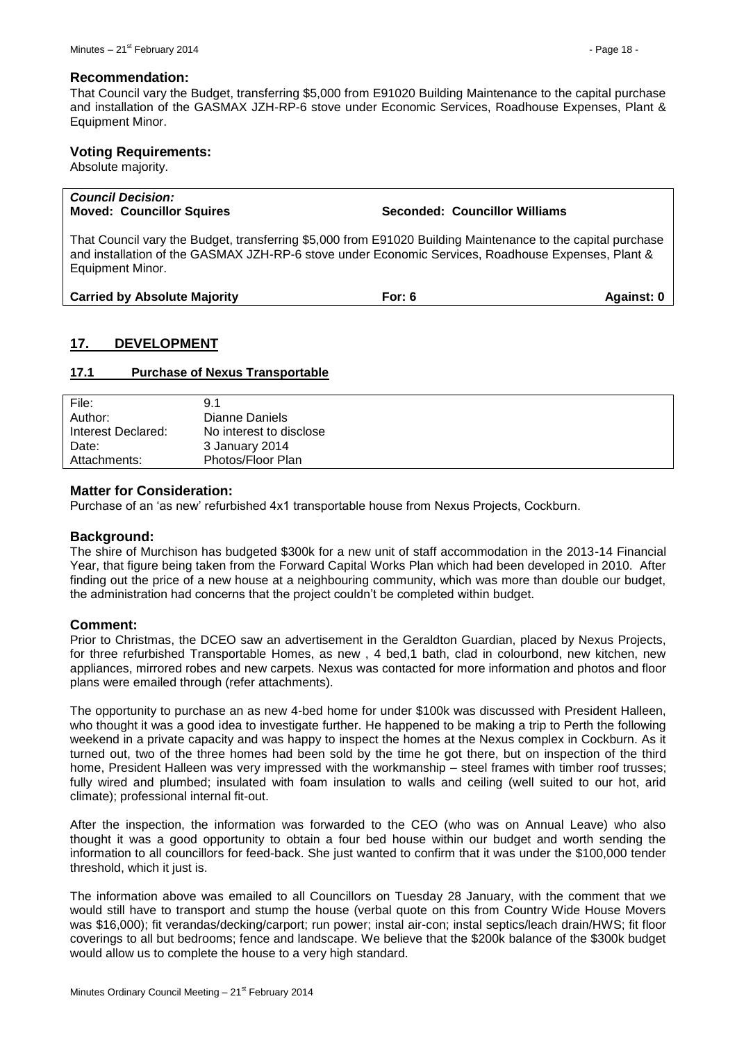### Recommendation:

That Council vary the Budget, transferring $5,000 from E91020 Building Maintenance to the capital purchase and installation of the GASMAX JZH-RP-6 stove under Economic Services, Roadhouse Expenses, Plant & Equipment Minor.

### Voting Requirements:

Absolute majority.

| | | |
|---|---|---|
| ***Council Decision:*** **Moved: Councillor Squires** | | **Seconded: Councillor Williams** |
| That Council vary the Budget, transferring $5,000 from E91020 Building Maintenance to the capital purchase and installation of the GASMAX JZH-RP-6 stove under Economic Services, Roadhouse Expenses, Plant & Equipment Minor. | | |
| **Carried by Absolute Majority** | **For: 6** | **Against: 0** |

## 17. DEVELOPMENT

### 17.1 Purchase of Nexus Transportable

| | |
|---|---|
| File: | 9.1 |
| Author: | Dianne Daniels |
| Interest Declared: | No interest to disclose |
| Date: | 3 January 2014 |
| Attachments: | Photos/Floor Plan |

### Matter for Consideration:

Purchase of an 'as new' refurbished 4x1 transportable house from Nexus Projects, Cockburn.

### Background:

The shire of Murchison has budgeted $300k for a new unit of staff accommodation in the 2013-14 Financial Year, that figure being taken from the Forward Capital Works Plan which had been developed in 2010. After finding out the price of a new house at a neighbouring community, which was more than double our budget, the administration had concerns that the project couldn't be completed within budget.

### Comment:

Prior to Christmas, the DCEO saw an advertisement in the Geraldton Guardian, placed by Nexus Projects, for three refurbished Transportable Homes, as new , 4 bed,1 bath, clad in colourbond, new kitchen, new appliances, mirrored robes and new carpets. Nexus was contacted for more information and photos and floor plans were emailed through (refer attachments).

The opportunity to purchase an as new 4-bed home for under $100k was discussed with President Halleen, who thought it was a good idea to investigate further. He happened to be making a trip to Perth the following weekend in a private capacity and was happy to inspect the homes at the Nexus complex in Cockburn. As it turned out, two of the three homes had been sold by the time he got there, but on inspection of the third home, President Halleen was very impressed with the workmanship – steel frames with timber roof trusses; fully wired and plumbed; insulated with foam insulation to walls and ceiling (well suited to our hot, arid climate); professional internal fit-out.

After the inspection, the information was forwarded to the CEO (who was on Annual Leave) who also thought it was a good opportunity to obtain a four bed house within our budget and worth sending the information to all councillors for feed-back. She just wanted to confirm that it was under the $100,000 tender threshold, which it just is.

The information above was emailed to all Councillors on Tuesday 28 January, with the comment that we would still have to transport and stump the house (verbal quote on this from Country Wide House Movers was $16,000); fit verandas/decking/carport; run power; instal air-con; instal septics/leach drain/HWS; fit floor coverings to all but bedrooms; fence and landscape. We believe that the $200k balance of the $300k budget would allow us to complete the house to a very high standard.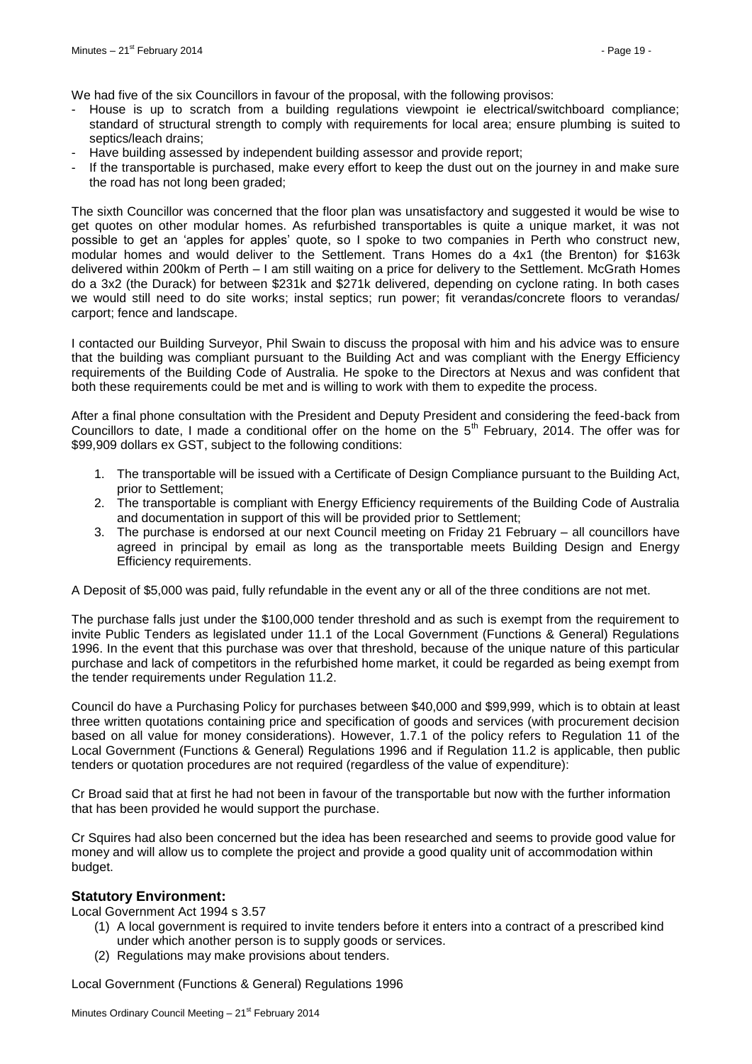We had five of the six Councillors in favour of the proposal, with the following provisos:

- House is up to scratch from a building regulations viewpoint ie electrical/switchboard compliance; standard of structural strength to comply with requirements for local area; ensure plumbing is suited to septics/leach drains;
- Have building assessed by independent building assessor and provide report;
- If the transportable is purchased, make every effort to keep the dust out on the journey in and make sure the road has not long been graded;

The sixth Councillor was concerned that the floor plan was unsatisfactory and suggested it would be wise to get quotes on other modular homes. As refurbished transportables is quite a unique market, it was not possible to get an 'apples for apples' quote, so I spoke to two companies in Perth who construct new, modular homes and would deliver to the Settlement. Trans Homes do a 4x1 (the Brenton) for $163k delivered within 200km of Perth – I am still waiting on a price for delivery to the Settlement. McGrath Homes do a 3x2 (the Durack) for between $231k and $271k delivered, depending on cyclone rating. In both cases we would still need to do site works; instal septics; run power; fit verandas/concrete floors to verandas/ carport; fence and landscape.

I contacted our Building Surveyor, Phil Swain to discuss the proposal with him and his advice was to ensure that the building was compliant pursuant to the Building Act and was compliant with the Energy Efficiency requirements of the Building Code of Australia. He spoke to the Directors at Nexus and was confident that both these requirements could be met and is willing to work with them to expedite the process.

After a final phone consultation with the President and Deputy President and considering the feed-back from Councillors to date, I made a conditional offer on the home on the 5th February, 2014. The offer was for $99,909 dollars ex GST, subject to the following conditions:

1. The transportable will be issued with a Certificate of Design Compliance pursuant to the Building Act, prior to Settlement;
2. The transportable is compliant with Energy Efficiency requirements of the Building Code of Australia and documentation in support of this will be provided prior to Settlement;
3. The purchase is endorsed at our next Council meeting on Friday 21 February – all councillors have agreed in principal by email as long as the transportable meets Building Design and Energy Efficiency requirements.

A Deposit of $5,000 was paid, fully refundable in the event any or all of the three conditions are not met.

The purchase falls just under the $100,000 tender threshold and as such is exempt from the requirement to invite Public Tenders as legislated under 11.1 of the Local Government (Functions & General) Regulations 1996. In the event that this purchase was over that threshold, because of the unique nature of this particular purchase and lack of competitors in the refurbished home market, it could be regarded as being exempt from the tender requirements under Regulation 11.2.

Council do have a Purchasing Policy for purchases between $40,000 and $99,999, which is to obtain at least three written quotations containing price and specification of goods and services (with procurement decision based on all value for money considerations). However, 1.7.1 of the policy refers to Regulation 11 of the Local Government (Functions & General) Regulations 1996 and if Regulation 11.2 is applicable, then public tenders or quotation procedures are not required (regardless of the value of expenditure):

Cr Broad said that at first he had not been in favour of the transportable but now with the further information that has been provided he would support the purchase.

Cr Squires had also been concerned but the idea has been researched and seems to provide good value for money and will allow us to complete the project and provide a good quality unit of accommodation within budget.

## Statutory Environment:

Local Government Act 1994 s 3.57

(1) A local government is required to invite tenders before it enters into a contract of a prescribed kind under which another person is to supply goods or services.
(2) Regulations may make provisions about tenders.

Local Government (Functions & General) Regulations 1996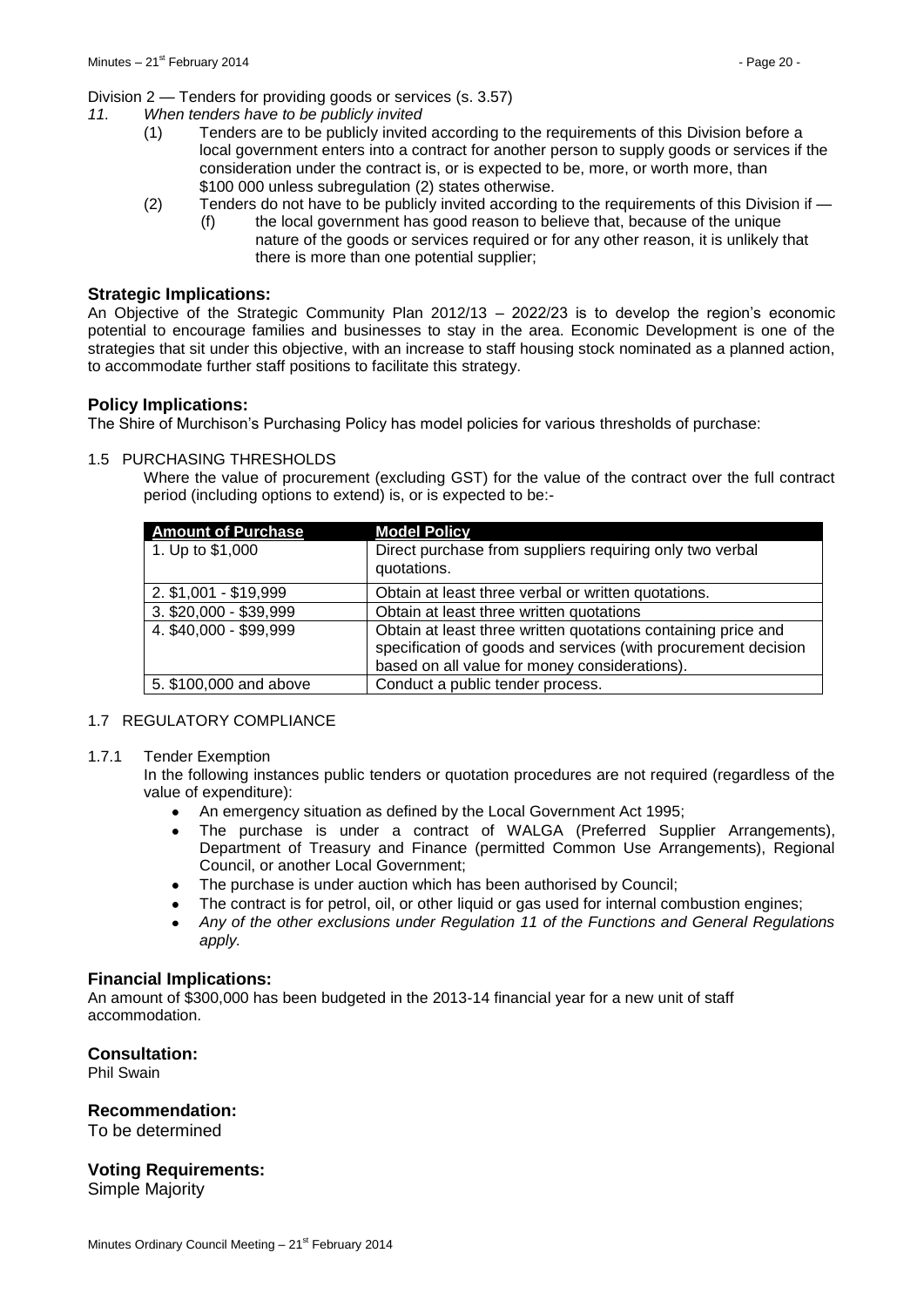Division 2 — Tenders for providing goods or services (s. 3.57)

*11. When tenders have to be publicly invited*

(1) Tenders are to be publicly invited according to the requirements of this Division before a local government enters into a contract for another person to supply goods or services if the consideration under the contract is, or is expected to be, more, or worth more, than $100 000 unless subregulation (2) states otherwise.

(2) Tenders do not have to be publicly invited according to the requirements of this Division if —

(f) the local government has good reason to believe that, because of the unique nature of the goods or services required or for any other reason, it is unlikely that there is more than one potential supplier;

### Strategic Implications:

An Objective of the Strategic Community Plan 2012/13 – 2022/23 is to develop the region's economic potential to encourage families and businesses to stay in the area. Economic Development is one of the strategies that sit under this objective, with an increase to staff housing stock nominated as a planned action, to accommodate further staff positions to facilitate this strategy.

### Policy Implications:

The Shire of Murchison's Purchasing Policy has model policies for various thresholds of purchase:

1.5 PURCHASING THRESHOLDS

Where the value of procurement (excluding GST) for the value of the contract over the full contract period (including options to extend) is, or is expected to be:-

| Amount of Purchase | Model Policy |
|---|---|
| 1. Up to $1,000 | Direct purchase from suppliers requiring only two verbal quotations. |
| 2. $1,001 - $19,999 | Obtain at least three verbal or written quotations. |
| 3. $20,000 - $39,999 | Obtain at least three written quotations |
| 4. $40,000 - $99,999 | Obtain at least three written quotations containing price and specification of goods and services (with procurement decision based on all value for money considerations). |
| 5. $100,000 and above | Conduct a public tender process. |

1.7 REGULATORY COMPLIANCE

1.7.1 Tender Exemption

In the following instances public tenders or quotation procedures are not required (regardless of the value of expenditure):

- An emergency situation as defined by the Local Government Act 1995;
- The purchase is under a contract of WALGA (Preferred Supplier Arrangements), Department of Treasury and Finance (permitted Common Use Arrangements), Regional Council, or another Local Government;
- The purchase is under auction which has been authorised by Council;
- The contract is for petrol, oil, or other liquid or gas used for internal combustion engines;
- *Any of the other exclusions under Regulation 11 of the Functions and General Regulations apply.*

### Financial Implications:

An amount of $300,000 has been budgeted in the 2013-14 financial year for a new unit of staff accommodation.

### Consultation:

Phil Swain

### Recommendation:

To be determined

### Voting Requirements:

Simple Majority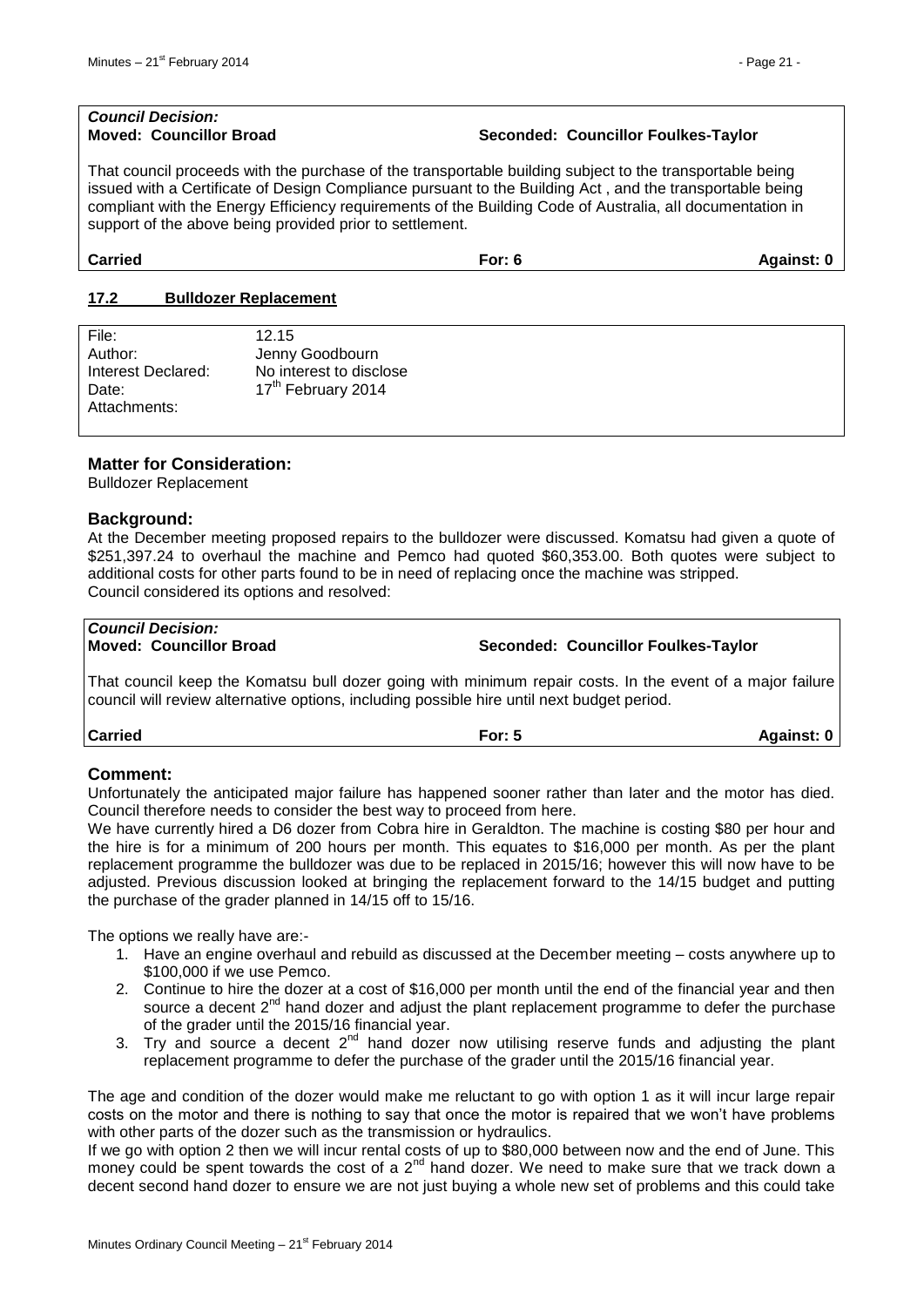***Council Decision:***
**Moved: Councillor Broad** **Seconded: Councillor Foulkes-Taylor**

That council proceeds with the purchase of the transportable building subject to the transportable being issued with a Certificate of Design Compliance pursuant to the Building Act , and the transportable being compliant with the Energy Efficiency requirements of the Building Code of Australia, all documentation in support of the above being provided prior to settlement.

| **Carried** | **For: 6** | **Against: 0** |
|---|---|---|

## 17.2 Bulldozer Replacement

| | |
|---|---|
| File: | 12.15 |
| Author: | Jenny Goodbourn |
| Interest Declared: | No interest to disclose |
| Date: | 17th February 2014 |
| Attachments: | |

### Matter for Consideration:

Bulldozer Replacement

### Background:

At the December meeting proposed repairs to the bulldozer were discussed. Komatsu had given a quote of $251,397.24 to overhaul the machine and Pemco had quoted $60,353.00. Both quotes were subject to additional costs for other parts found to be in need of replacing once the machine was stripped.
Council considered its options and resolved:

***Council Decision:***
**Moved: Councillor Broad** **Seconded: Councillor Foulkes-Taylor**

That council keep the Komatsu bull dozer going with minimum repair costs. In the event of a major failure council will review alternative options, including possible hire until next budget period.

| **Carried** | **For: 5** | **Against: 0** |
|---|---|---|

### Comment:

Unfortunately the anticipated major failure has happened sooner rather than later and the motor has died. Council therefore needs to consider the best way to proceed from here.
We have currently hired a D6 dozer from Cobra hire in Geraldton. The machine is costing $80 per hour and the hire is for a minimum of 200 hours per month. This equates to $16,000 per month. As per the plant replacement programme the bulldozer was due to be replaced in 2015/16; however this will now have to be adjusted. Previous discussion looked at bringing the replacement forward to the 14/15 budget and putting the purchase of the grader planned in 14/15 off to 15/16.

The options we really have are:-

1. Have an engine overhaul and rebuild as discussed at the December meeting – costs anywhere up to $100,000 if we use Pemco.
2. Continue to hire the dozer at a cost of $16,000 per month until the end of the financial year and then source a decent 2nd hand dozer and adjust the plant replacement programme to defer the purchase of the grader until the 2015/16 financial year.
3. Try and source a decent 2nd hand dozer now utilising reserve funds and adjusting the plant replacement programme to defer the purchase of the grader until the 2015/16 financial year.

The age and condition of the dozer would make me reluctant to go with option 1 as it will incur large repair costs on the motor and there is nothing to say that once the motor is repaired that we won't have problems with other parts of the dozer such as the transmission or hydraulics.
If we go with option 2 then we will incur rental costs of up to $80,000 between now and the end of June. This money could be spent towards the cost of a 2nd hand dozer. We need to make sure that we track down a decent second hand dozer to ensure we are not just buying a whole new set of problems and this could take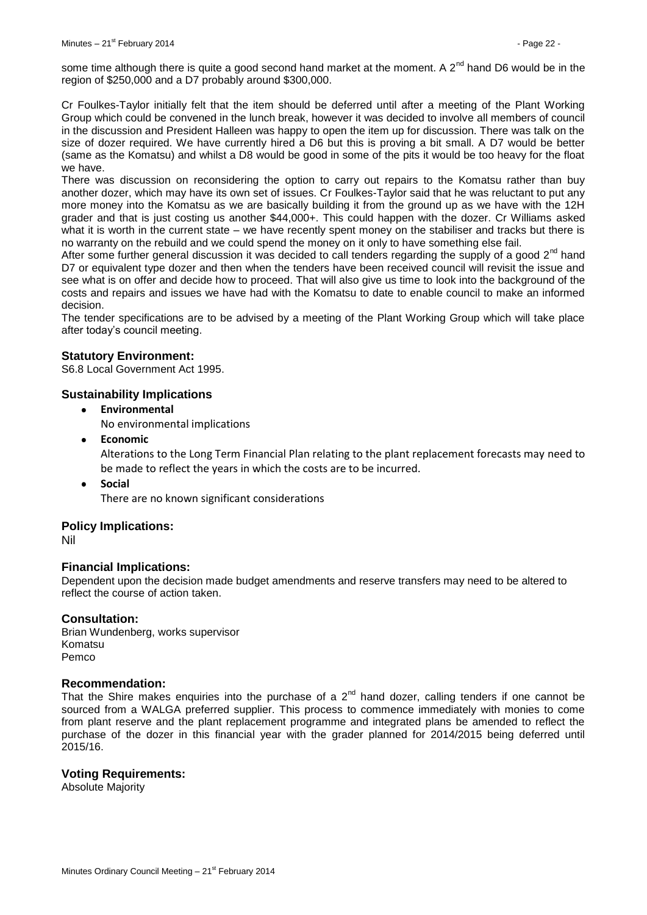some time although there is quite a good second hand market at the moment. A 2nd hand D6 would be in the region of $250,000 and a D7 probably around $300,000.

Cr Foulkes-Taylor initially felt that the item should be deferred until after a meeting of the Plant Working Group which could be convened in the lunch break, however it was decided to involve all members of council in the discussion and President Halleen was happy to open the item up for discussion. There was talk on the size of dozer required. We have currently hired a D6 but this is proving a bit small. A D7 would be better (same as the Komatsu) and whilst a D8 would be good in some of the pits it would be too heavy for the float we have.

There was discussion on reconsidering the option to carry out repairs to the Komatsu rather than buy another dozer, which may have its own set of issues. Cr Foulkes-Taylor said that he was reluctant to put any more money into the Komatsu as we are basically building it from the ground up as we have with the 12H grader and that is just costing us another $44,000+. This could happen with the dozer. Cr Williams asked what it is worth in the current state – we have recently spent money on the stabiliser and tracks but there is no warranty on the rebuild and we could spend the money on it only to have something else fail.

After some further general discussion it was decided to call tenders regarding the supply of a good 2nd hand D7 or equivalent type dozer and then when the tenders have been received council will revisit the issue and see what is on offer and decide how to proceed. That will also give us time to look into the background of the costs and repairs and issues we have had with the Komatsu to date to enable council to make an informed decision.

The tender specifications are to be advised by a meeting of the Plant Working Group which will take place after today's council meeting.

## Statutory Environment:

S6.8 Local Government Act 1995.

## Sustainability Implications

- **Environmental**
  No environmental implications
- **Economic**
  Alterations to the Long Term Financial Plan relating to the plant replacement forecasts may need to be made to reflect the years in which the costs are to be incurred.
- **Social**
  There are no known significant considerations

## Policy Implications:

Nil

## Financial Implications:

Dependent upon the decision made budget amendments and reserve transfers may need to be altered to reflect the course of action taken.

## Consultation:

Brian Wundenberg, works supervisor
Komatsu
Pemco

## Recommendation:

That the Shire makes enquiries into the purchase of a 2nd hand dozer, calling tenders if one cannot be sourced from a WALGA preferred supplier. This process to commence immediately with monies to come from plant reserve and the plant replacement programme and integrated plans be amended to reflect the purchase of the dozer in this financial year with the grader planned for 2014/2015 being deferred until 2015/16.

## Voting Requirements:

Absolute Majority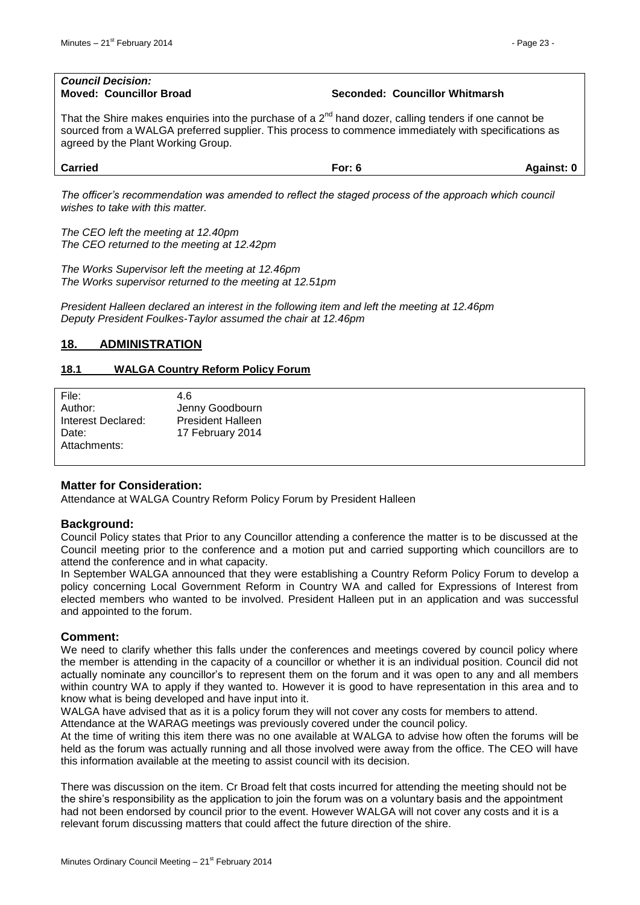***Council Decision:***
**Moved: Councillor Broad** **Seconded: Councillor Whitmarsh**

That the Shire makes enquiries into the purchase of a 2nd hand dozer, calling tenders if one cannot be sourced from a WALGA preferred supplier. This process to commence immediately with specifications as agreed by the Plant Working Group.

**Carried** **For: 6** **Against: 0**

*The officer's recommendation was amended to reflect the staged process of the approach which council wishes to take with this matter.*

*The CEO left the meeting at 12.40pm*
*The CEO returned to the meeting at 12.42pm*

*The Works Supervisor left the meeting at 12.46pm*
*The Works supervisor returned to the meeting at 12.51pm*

*President Halleen declared an interest in the following item and left the meeting at 12.46pm*
*Deputy President Foulkes-Taylor assumed the chair at 12.46pm*

## 18. ADMINISTRATION

### 18.1 WALGA Country Reform Policy Forum

| | |
|---|---|
| File: | 4.6 |
| Author: | Jenny Goodbourn |
| Interest Declared: | President Halleen |
| Date: | 17 February 2014 |
| Attachments: | |

### Matter for Consideration:

Attendance at WALGA Country Reform Policy Forum by President Halleen

### Background:

Council Policy states that Prior to any Councillor attending a conference the matter is to be discussed at the Council meeting prior to the conference and a motion put and carried supporting which councillors are to attend the conference and in what capacity.

In September WALGA announced that they were establishing a Country Reform Policy Forum to develop a policy concerning Local Government Reform in Country WA and called for Expressions of Interest from elected members who wanted to be involved. President Halleen put in an application and was successful and appointed to the forum.

### Comment:

We need to clarify whether this falls under the conferences and meetings covered by council policy where the member is attending in the capacity of a councillor or whether it is an individual position. Council did not actually nominate any councillor's to represent them on the forum and it was open to any and all members within country WA to apply if they wanted to. However it is good to have representation in this area and to know what is being developed and have input into it.

WALGA have advised that as it is a policy forum they will not cover any costs for members to attend.

Attendance at the WARAG meetings was previously covered under the council policy.

At the time of writing this item there was no one available at WALGA to advise how often the forums will be held as the forum was actually running and all those involved were away from the office. The CEO will have this information available at the meeting to assist council with its decision.

There was discussion on the item. Cr Broad felt that costs incurred for attending the meeting should not be the shire's responsibility as the application to join the forum was on a voluntary basis and the appointment had not been endorsed by council prior to the event. However WALGA will not cover any costs and it is a relevant forum discussing matters that could affect the future direction of the shire.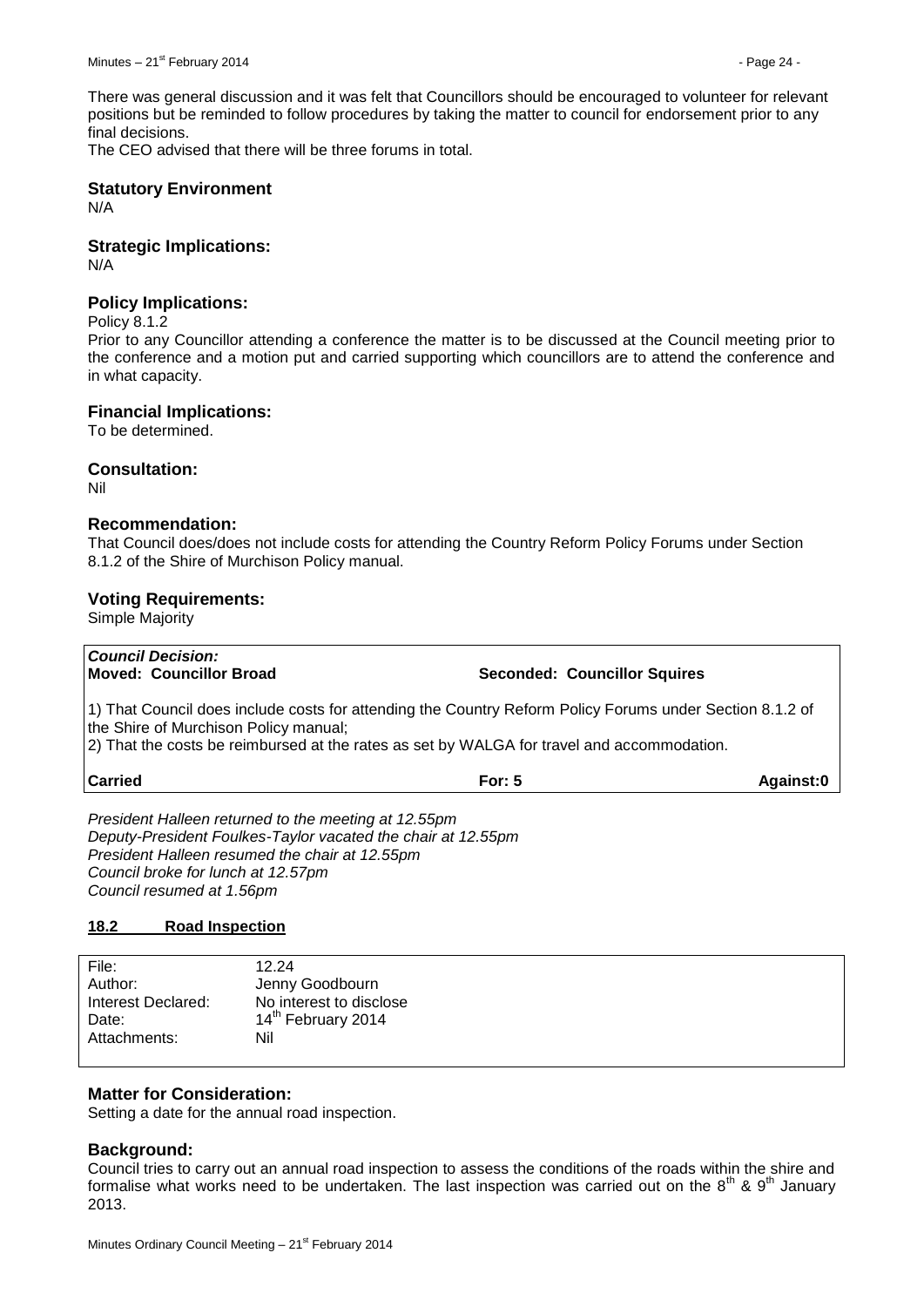There was general discussion and it was felt that Councillors should be encouraged to volunteer for relevant positions but be reminded to follow procedures by taking the matter to council for endorsement prior to any final decisions.
The CEO advised that there will be three forums in total.

### Statutory Environment

N/A

### Strategic Implications:

N/A

### Policy Implications:

Policy 8.1.2
Prior to any Councillor attending a conference the matter is to be discussed at the Council meeting prior to the conference and a motion put and carried supporting which councillors are to attend the conference and in what capacity.

### Financial Implications:

To be determined.

### Consultation:

Nil

### Recommendation:

That Council does/does not include costs for attending the Country Reform Policy Forums under Section 8.1.2 of the Shire of Murchison Policy manual.

### Voting Requirements:

Simple Majority

***Council Decision:***
**Moved: Councillor Broad** **Seconded: Councillor Squires**

1) That Council does include costs for attending the Country Reform Policy Forums under Section 8.1.2 of the Shire of Murchison Policy manual;
2) That the costs be reimbursed at the rates as set by WALGA for travel and accommodation.

**Carried** **For: 5** **Against:0**

*President Halleen returned to the meeting at 12.55pm*
*Deputy-President Foulkes-Taylor vacated the chair at 12.55pm*
*President Halleen resumed the chair at 12.55pm*
*Council broke for lunch at 12.57pm*
*Council resumed at 1.56pm*

## 18.2 Road Inspection

| | |
|---|---|
| File: | 12.24 |
| Author: | Jenny Goodbourn |
| Interest Declared: | No interest to disclose |
| Date: | 14th February 2014 |
| Attachments: | Nil |

### Matter for Consideration:

Setting a date for the annual road inspection.

### Background:

Council tries to carry out an annual road inspection to assess the conditions of the roads within the shire and formalise what works need to be undertaken. The last inspection was carried out on the 8th & 9th January 2013.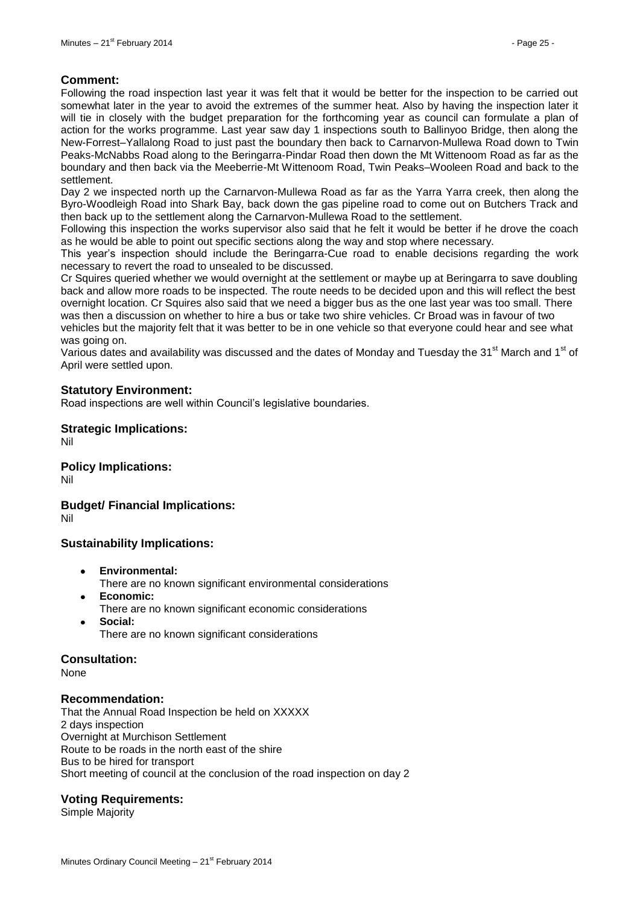## Comment:

Following the road inspection last year it was felt that it would be better for the inspection to be carried out somewhat later in the year to avoid the extremes of the summer heat. Also by having the inspection later it will tie in closely with the budget preparation for the forthcoming year as council can formulate a plan of action for the works programme. Last year saw day 1 inspections south to Ballinyoo Bridge, then along the New-Forrest–Yallalong Road to just past the boundary then back to Carnarvon-Mullewa Road down to Twin Peaks-McNabbs Road along to the Beringarra-Pindar Road then down the Mt Wittenoom Road as far as the boundary and then back via the Meeberrie-Mt Wittenoom Road, Twin Peaks–Wooleen Road and back to the settlement.

Day 2 we inspected north up the Carnarvon-Mullewa Road as far as the Yarra Yarra creek, then along the Byro-Woodleigh Road into Shark Bay, back down the gas pipeline road to come out on Butchers Track and then back up to the settlement along the Carnarvon-Mullewa Road to the settlement.

Following this inspection the works supervisor also said that he felt it would be better if he drove the coach as he would be able to point out specific sections along the way and stop where necessary.

This year's inspection should include the Beringarra-Cue road to enable decisions regarding the work necessary to revert the road to unsealed to be discussed.

Cr Squires queried whether we would overnight at the settlement or maybe up at Beringarra to save doubling back and allow more roads to be inspected. The route needs to be decided upon and this will reflect the best overnight location. Cr Squires also said that we need a bigger bus as the one last year was too small. There was then a discussion on whether to hire a bus or take two shire vehicles. Cr Broad was in favour of two vehicles but the majority felt that it was better to be in one vehicle so that everyone could hear and see what was going on.

Various dates and availability was discussed and the dates of Monday and Tuesday the 31st March and 1st of April were settled upon.

## Statutory Environment:

Road inspections are well within Council's legislative boundaries.

## Strategic Implications:

Nil

## Policy Implications:

Nil

## Budget/ Financial Implications:

Nil

## Sustainability Implications:

- **Environmental:**
  There are no known significant environmental considerations
- **Economic:**
  There are no known significant economic considerations
- **Social:**
  There are no known significant considerations

## Consultation:

None

## Recommendation:

That the Annual Road Inspection be held on XXXXX
2 days inspection
Overnight at Murchison Settlement
Route to be roads in the north east of the shire
Bus to be hired for transport
Short meeting of council at the conclusion of the road inspection on day 2

## Voting Requirements:

Simple Majority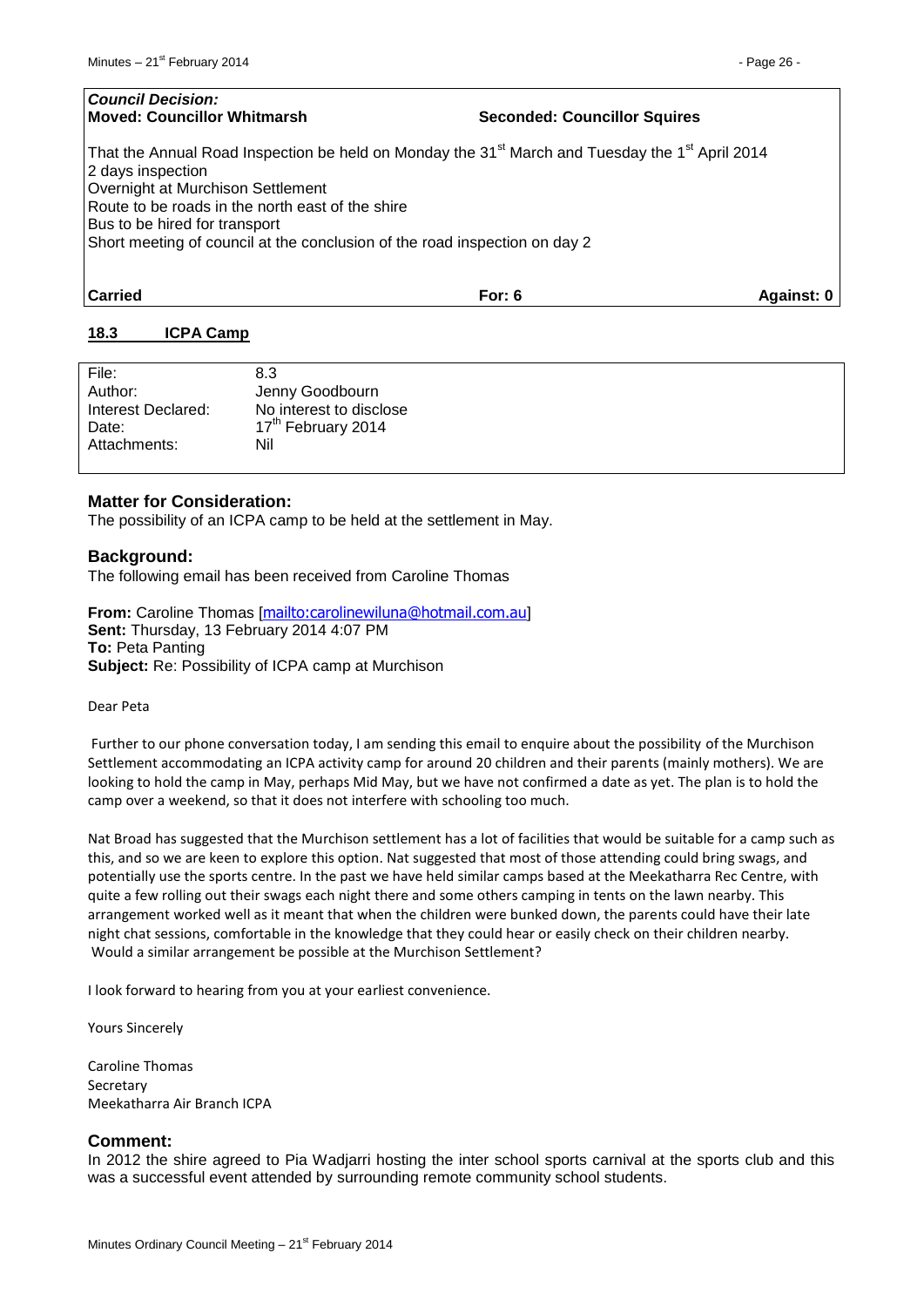***Council Decision:***
**Moved: Councillor Whitmarsh** **Seconded: Councillor Squires**

That the Annual Road Inspection be held on Monday the 31st March and Tuesday the 1st April 2014
2 days inspection
Overnight at Murchison Settlement
Route to be roads in the north east of the shire
Bus to be hired for transport
Short meeting of council at the conclusion of the road inspection on day 2

| | | |
|---|---|---|
| **Carried** | **For: 6** | **Against: 0** |

## 18.3 ICPA Camp

| | |
|---|---|
| File: | 8.3 |
| Author: | Jenny Goodbourn |
| Interest Declared: | No interest to disclose |
| Date: | 17th February 2014 |
| Attachments: | Nil |

### Matter for Consideration:

The possibility of an ICPA camp to be held at the settlement in May.

### Background:

The following email has been received from Caroline Thomas

**From:** Caroline Thomas [mailto:carolinewiluna@hotmail.com.au]
**Sent:** Thursday, 13 February 2014 4:07 PM
**To:** Peta Panting
**Subject:** Re: Possibility of ICPA camp at Murchison

Dear Peta

Further to our phone conversation today, I am sending this email to enquire about the possibility of the Murchison Settlement accommodating an ICPA activity camp for around 20 children and their parents (mainly mothers). We are looking to hold the camp in May, perhaps Mid May, but we have not confirmed a date as yet. The plan is to hold the camp over a weekend, so that it does not interfere with schooling too much.

Nat Broad has suggested that the Murchison settlement has a lot of facilities that would be suitable for a camp such as this, and so we are keen to explore this option. Nat suggested that most of those attending could bring swags, and potentially use the sports centre. In the past we have held similar camps based at the Meekatharra Rec Centre, with quite a few rolling out their swags each night there and some others camping in tents on the lawn nearby. This arrangement worked well as it meant that when the children were bunked down, the parents could have their late night chat sessions, comfortable in the knowledge that they could hear or easily check on their children nearby. Would a similar arrangement be possible at the Murchison Settlement?

I look forward to hearing from you at your earliest convenience.

Yours Sincerely

Caroline Thomas
Secretary
Meekatharra Air Branch ICPA

### Comment:

In 2012 the shire agreed to Pia Wadjarri hosting the inter school sports carnival at the sports club and this was a successful event attended by surrounding remote community school students.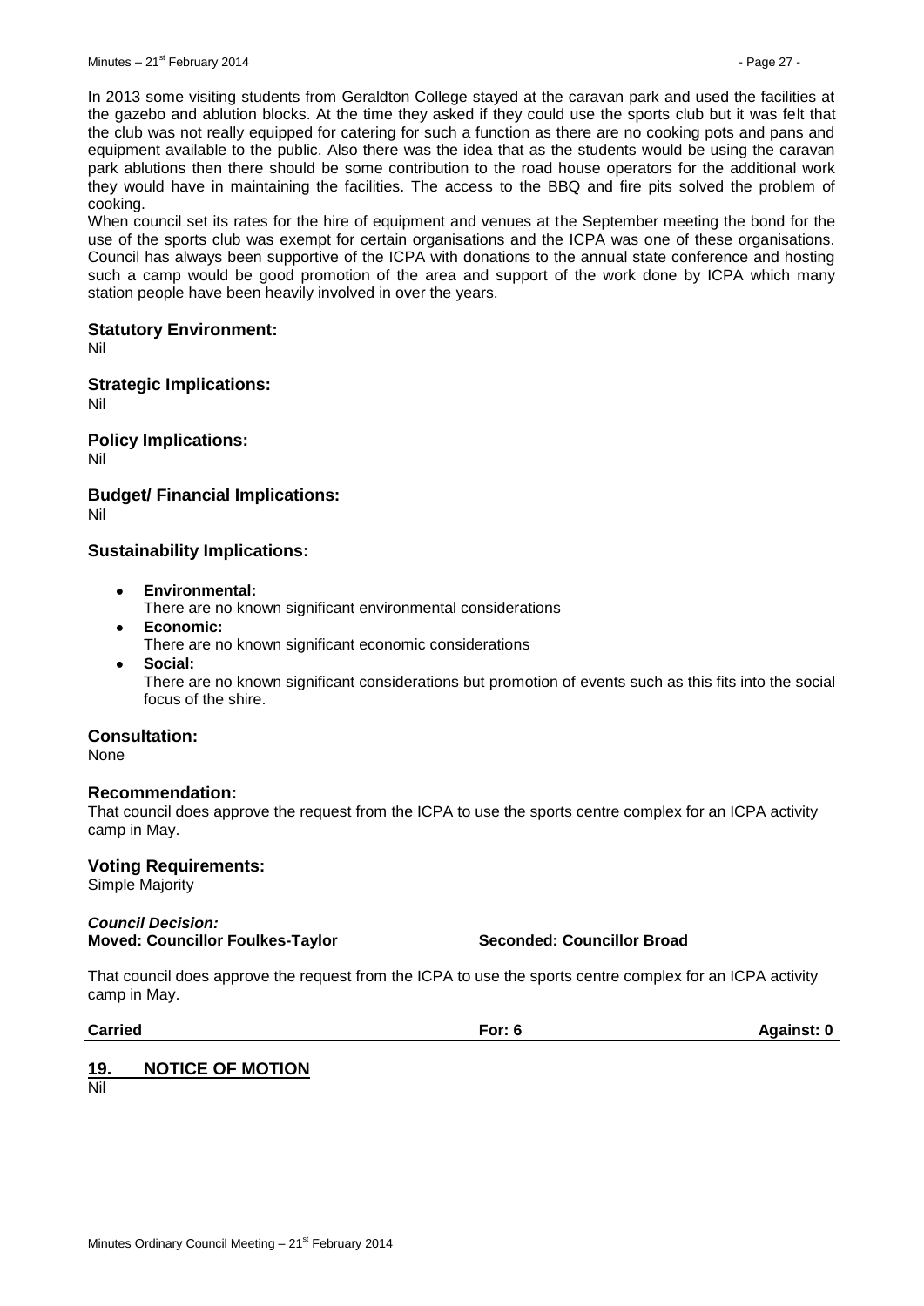In 2013 some visiting students from Geraldton College stayed at the caravan park and used the facilities at the gazebo and ablution blocks. At the time they asked if they could use the sports club but it was felt that the club was not really equipped for catering for such a function as there are no cooking pots and pans and equipment available to the public. Also there was the idea that as the students would be using the caravan park ablutions then there should be some contribution to the road house operators for the additional work they would have in maintaining the facilities. The access to the BBQ and fire pits solved the problem of cooking.

When council set its rates for the hire of equipment and venues at the September meeting the bond for the use of the sports club was exempt for certain organisations and the ICPA was one of these organisations. Council has always been supportive of the ICPA with donations to the annual state conference and hosting such a camp would be good promotion of the area and support of the work done by ICPA which many station people have been heavily involved in over the years.

### Statutory Environment:

Nil

### Strategic Implications:

Nil

### Policy Implications:

Nil

### Budget/ Financial Implications:

Nil

### Sustainability Implications:

- **Environmental:**
  There are no known significant environmental considerations
- **Economic:**
  There are no known significant economic considerations
- **Social:**
  There are no known significant considerations but promotion of events such as this fits into the social focus of the shire.

### Consultation:

None

### Recommendation:

That council does approve the request from the ICPA to use the sports centre complex for an ICPA activity camp in May.

### Voting Requirements:

Simple Majority

***Council Decision:***

**Moved: Councillor Foulkes-Taylor** **Seconded: Councillor Broad**

That council does approve the request from the ICPA to use the sports centre complex for an ICPA activity camp in May.

**Carried** **For: 6** **Against: 0**

## 19. NOTICE OF MOTION

Nil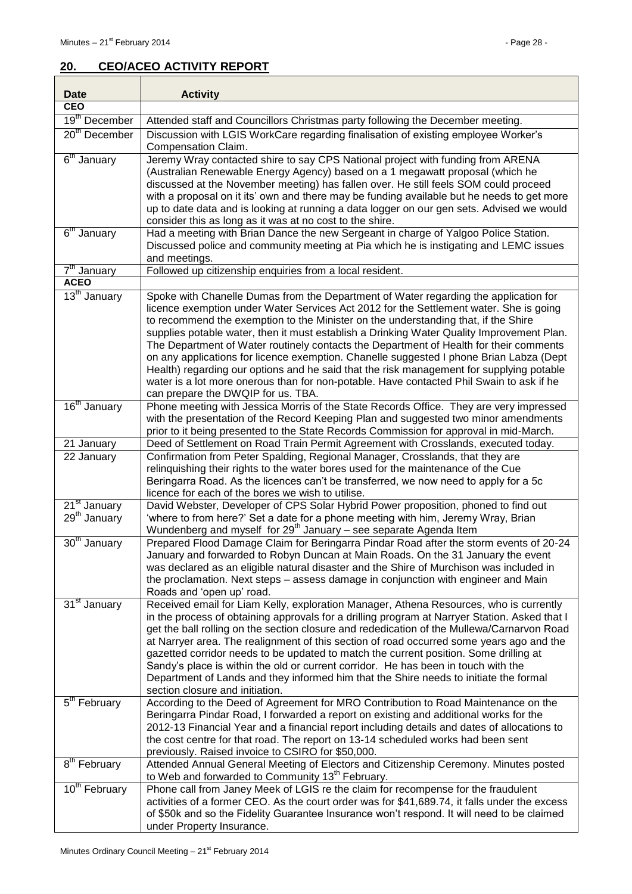## 20. CEO/ACEO ACTIVITY REPORT

| Date | Activity |
|---|---|
| **CEO** | |
| 19th December | Attended staff and Councillors Christmas party following the December meeting. |
| 20th December | Discussion with LGIS WorkCare regarding finalisation of existing employee Worker's Compensation Claim. |
| 6th January | Jeremy Wray contacted shire to say CPS National project with funding from ARENA (Australian Renewable Energy Agency) based on a 1 megawatt proposal (which he discussed at the November meeting) has fallen over. He still feels SOM could proceed with a proposal on it its' own and there may be funding available but he needs to get more up to date data and is looking at running a data logger on our gen sets. Advised we would consider this as long as it was at no cost to the shire. |
| 6th January | Had a meeting with Brian Dance the new Sergeant in charge of Yalgoo Police Station. Discussed police and community meeting at Pia which he is instigating and LEMC issues and meetings. |
| 7th January | Followed up citizenship enquiries from a local resident. |
| **ACEO** | |
| 13th January | Spoke with Chanelle Dumas from the Department of Water regarding the application for licence exemption under Water Services Act 2012 for the Settlement water. She is going to recommend the exemption to the Minister on the understanding that, if the Shire supplies potable water, then it must establish a Drinking Water Quality Improvement Plan. The Department of Water routinely contacts the Department of Health for their comments on any applications for licence exemption. Chanelle suggested I phone Brian Labza (Dept Health) regarding our options and he said that the risk management for supplying potable water is a lot more onerous than for non-potable. Have contacted Phil Swain to ask if he can prepare the DWQIP for us. TBA. |
| 16th January | Phone meeting with Jessica Morris of the State Records Office. They are very impressed with the presentation of the Record Keeping Plan and suggested two minor amendments prior to it being presented to the State Records Commission for approval in mid-March. |
| 21 January | Deed of Settlement on Road Train Permit Agreement with Crosslands, executed today. |
| 22 January | Confirmation from Peter Spalding, Regional Manager, Crosslands, that they are relinquishing their rights to the water bores used for the maintenance of the Cue Beringarra Road. As the licences can't be transferred, we now need to apply for a 5c licence for each of the bores we wish to utilise. |
| 21st January 29th January | David Webster, Developer of CPS Solar Hybrid Power proposition, phoned to find out 'where to from here?' Set a date for a phone meeting with him, Jeremy Wray, Brian Wundenberg and myself for 29th January – see separate Agenda Item |
| 30th January | Prepared Flood Damage Claim for Beringarra Pindar Road after the storm events of 20-24 January and forwarded to Robyn Duncan at Main Roads. On the 31 January the event was declared as an eligible natural disaster and the Shire of Murchison was included in the proclamation. Next steps – assess damage in conjunction with engineer and Main Roads and 'open up' road. |
| 31st January | Received email for Liam Kelly, exploration Manager, Athena Resources, who is currently in the process of obtaining approvals for a drilling program at Narryer Station. Asked that I get the ball rolling on the section closure and rededication of the Mullewa/Carnarvon Road at Narryer area. The realignment of this section of road occurred some years ago and the gazetted corridor needs to be updated to match the current position. Some drilling at Sandy's place is within the old or current corridor. He has been in touch with the Department of Lands and they informed him that the Shire needs to initiate the formal section closure and initiation. |
| 5th February | According to the Deed of Agreement for MRO Contribution to Road Maintenance on the Beringarra Pindar Road, I forwarded a report on existing and additional works for the 2012-13 Financial Year and a financial report including details and dates of allocations to the cost centre for that road. The report on 13-14 scheduled works had been sent previously. Raised invoice to CSIRO for $50,000. |
| 8th February | Attended Annual General Meeting of Electors and Citizenship Ceremony. Minutes posted to Web and forwarded to Community 13th February. |
| 10th February | Phone call from Janey Meek of LGIS re the claim for recompense for the fraudulent activities of a former CEO. As the court order was for $41,689.74, it falls under the excess of $50k and so the Fidelity Guarantee Insurance won't respond. It will need to be claimed under Property Insurance. |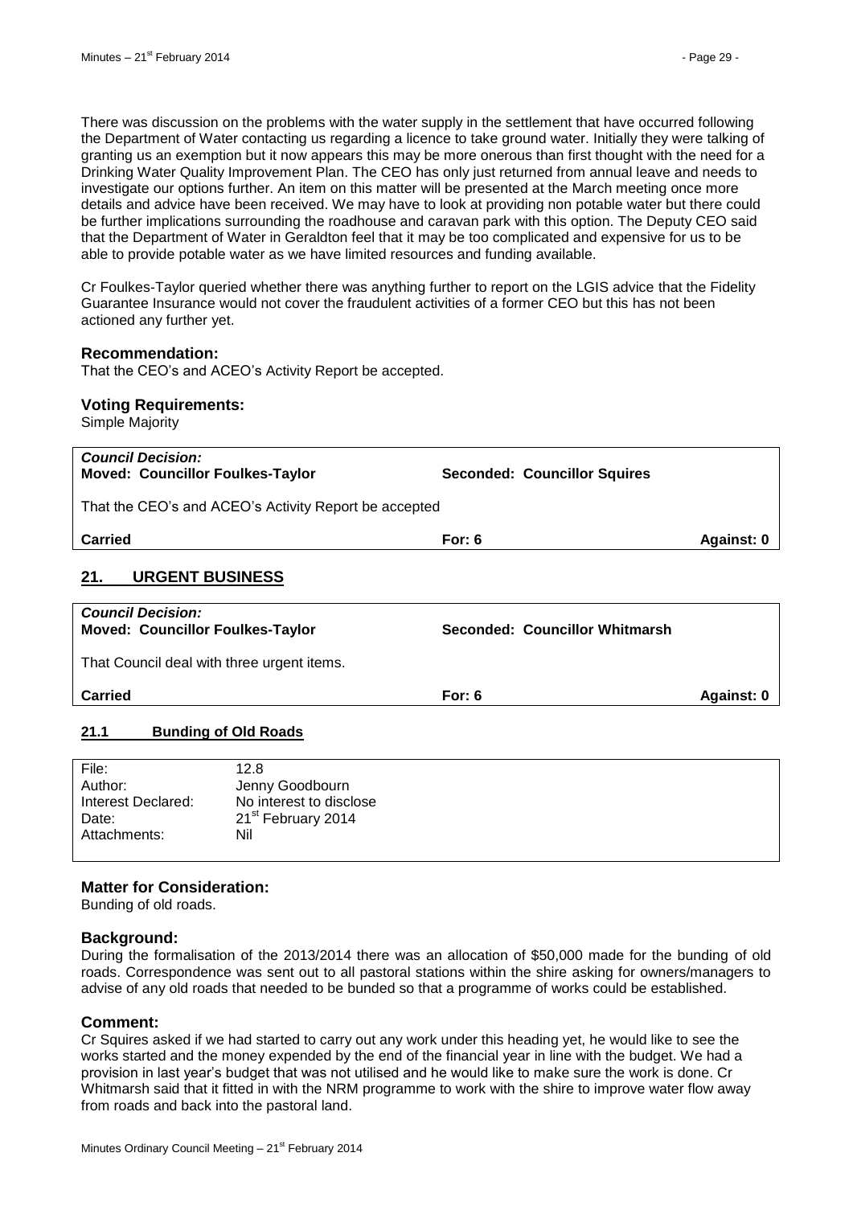There was discussion on the problems with the water supply in the settlement that have occurred following the Department of Water contacting us regarding a licence to take ground water. Initially they were talking of granting us an exemption but it now appears this may be more onerous than first thought with the need for a Drinking Water Quality Improvement Plan. The CEO has only just returned from annual leave and needs to investigate our options further. An item on this matter will be presented at the March meeting once more details and advice have been received. We may have to look at providing non potable water but there could be further implications surrounding the roadhouse and caravan park with this option. The Deputy CEO said that the Department of Water in Geraldton feel that it may be too complicated and expensive for us to be able to provide potable water as we have limited resources and funding available.

Cr Foulkes-Taylor queried whether there was anything further to report on the LGIS advice that the Fidelity Guarantee Insurance would not cover the fraudulent activities of a former CEO but this has not been actioned any further yet.

### Recommendation:

That the CEO's and ACEO's Activity Report be accepted.

### Voting Requirements:

Simple Majority

| | | |
|---|---|---|
| ***Council Decision:*** **Moved: Councillor Foulkes-Taylor** | **Seconded: Councillor Squires** | |
| That the CEO's and ACEO's Activity Report be accepted | | |
| **Carried** | **For: 6** | **Against: 0** |

## 21. URGENT BUSINESS

| | | |
|---|---|---|
| ***Council Decision:*** **Moved: Councillor Foulkes-Taylor** | **Seconded: Councillor Whitmarsh** | |
| That Council deal with three urgent items. | | |
| **Carried** | **For: 6** | **Against: 0** |

### 21.1 Bunding of Old Roads

| | |
|---|---|
| File: | 12.8 |
| Author: | Jenny Goodbourn |
| Interest Declared: | No interest to disclose |
| Date: | 21st February 2014 |
| Attachments: | Nil |

### Matter for Consideration:

Bunding of old roads.

### Background:

During the formalisation of the 2013/2014 there was an allocation of $50,000 made for the bunding of old roads. Correspondence was sent out to all pastoral stations within the shire asking for owners/managers to advise of any old roads that needed to be bunded so that a programme of works could be established.

### Comment:

Cr Squires asked if we had started to carry out any work under this heading yet, he would like to see the works started and the money expended by the end of the financial year in line with the budget. We had a provision in last year's budget that was not utilised and he would like to make sure the work is done. Cr Whitmarsh said that it fitted in with the NRM programme to work with the shire to improve water flow away from roads and back into the pastoral land.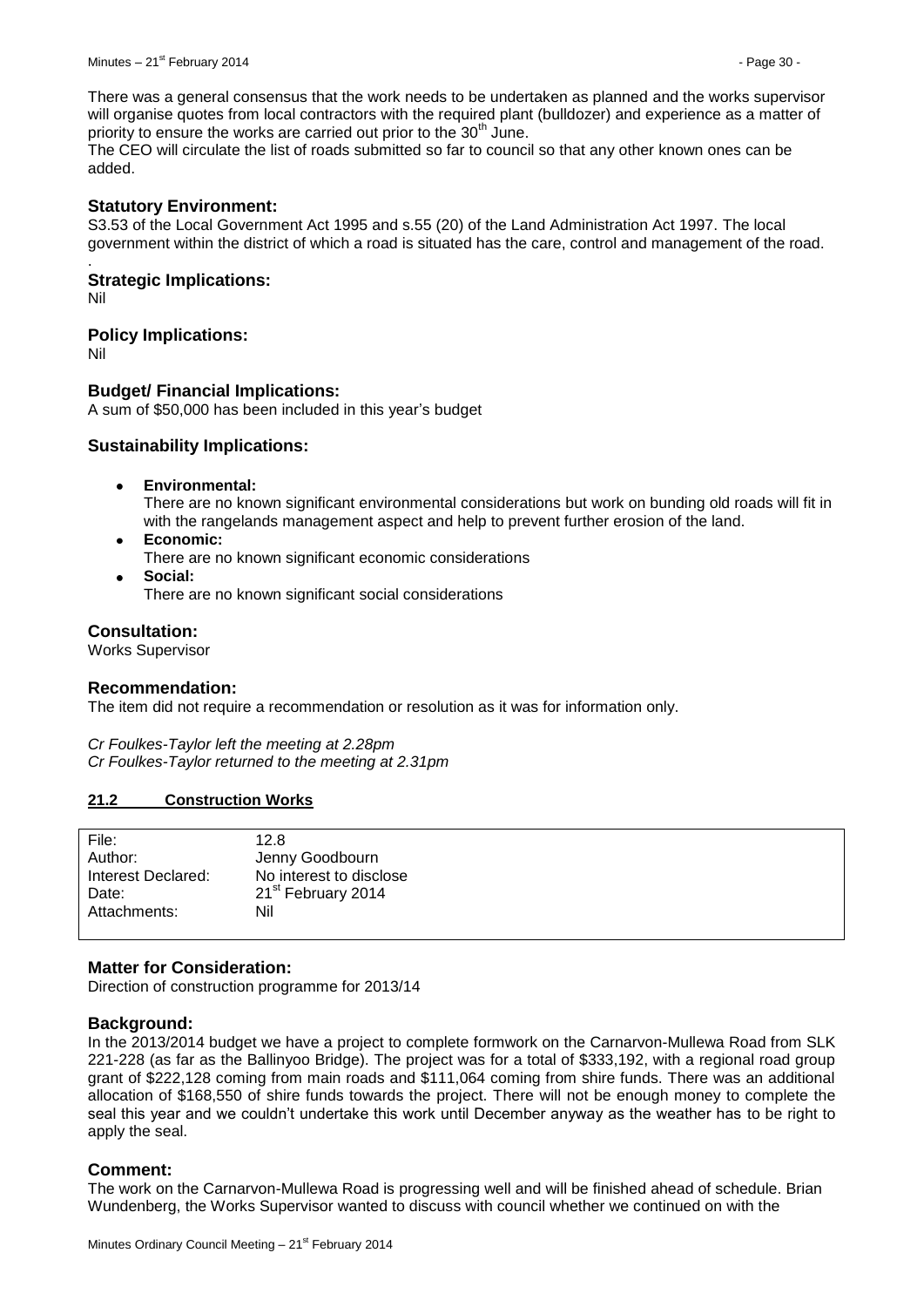There was a general consensus that the work needs to be undertaken as planned and the works supervisor will organise quotes from local contractors with the required plant (bulldozer) and experience as a matter of priority to ensure the works are carried out prior to the 30th June.

The CEO will circulate the list of roads submitted so far to council so that any other known ones can be added.

### Statutory Environment:

S3.53 of the Local Government Act 1995 and s.55 (20) of the Land Administration Act 1997. The local government within the district of which a road is situated has the care, control and management of the road.

.

### Strategic Implications:

Nil

### Policy Implications:

Nil

### Budget/ Financial Implications:

A sum of $50,000 has been included in this year's budget

### Sustainability Implications:

- **Environmental:**
  There are no known significant environmental considerations but work on bunding old roads will fit in with the rangelands management aspect and help to prevent further erosion of the land.
- **Economic:**
  There are no known significant economic considerations
- **Social:**
  There are no known significant social considerations

### Consultation:

Works Supervisor

### Recommendation:

The item did not require a recommendation or resolution as it was for information only.

*Cr Foulkes-Taylor left the meeting at 2.28pm*
*Cr Foulkes-Taylor returned to the meeting at 2.31pm*

## 21.2 Construction Works

| | |
|---|---|
| File: | 12.8 |
| Author: | Jenny Goodbourn |
| Interest Declared: | No interest to disclose |
| Date: | 21st February 2014 |
| Attachments: | Nil |

### Matter for Consideration:

Direction of construction programme for 2013/14

### Background:

In the 2013/2014 budget we have a project to complete formwork on the Carnarvon-Mullewa Road from SLK 221-228 (as far as the Ballinyoo Bridge). The project was for a total of $333,192, with a regional road group grant of $222,128 coming from main roads and $111,064 coming from shire funds. There was an additional allocation of $168,550 of shire funds towards the project. There will not be enough money to complete the seal this year and we couldn't undertake this work until December anyway as the weather has to be right to apply the seal.

### Comment:

The work on the Carnarvon-Mullewa Road is progressing well and will be finished ahead of schedule. Brian Wundenberg, the Works Supervisor wanted to discuss with council whether we continued on with the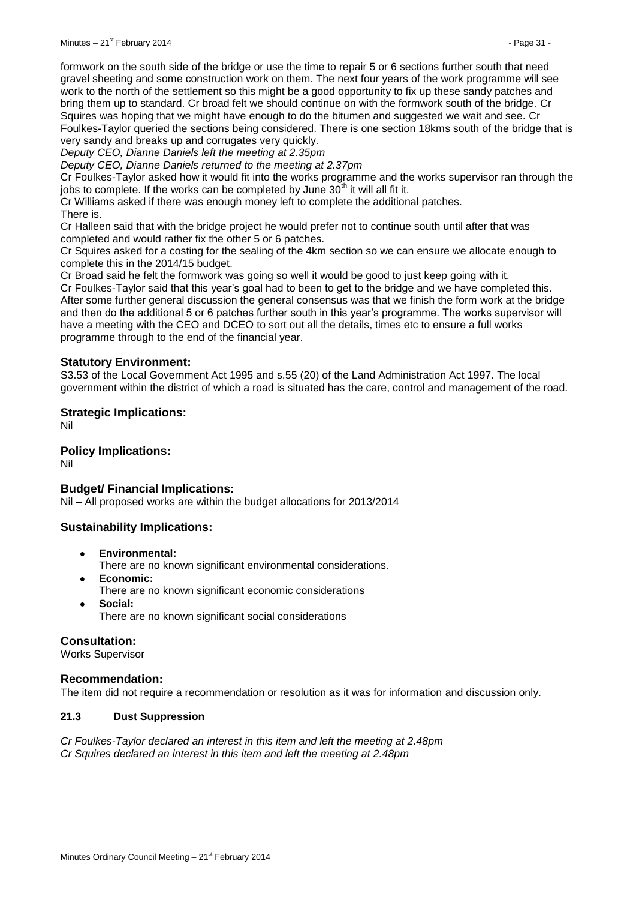formwork on the south side of the bridge or use the time to repair 5 or 6 sections further south that need gravel sheeting and some construction work on them. The next four years of the work programme will see work to the north of the settlement so this might be a good opportunity to fix up these sandy patches and bring them up to standard. Cr broad felt we should continue on with the formwork south of the bridge. Cr Squires was hoping that we might have enough to do the bitumen and suggested we wait and see. Cr Foulkes-Taylor queried the sections being considered. There is one section 18kms south of the bridge that is very sandy and breaks up and corrugates very quickly.

*Deputy CEO, Dianne Daniels left the meeting at 2.35pm*

*Deputy CEO, Dianne Daniels returned to the meeting at 2.37pm*

Cr Foulkes-Taylor asked how it would fit into the works programme and the works supervisor ran through the jobs to complete. If the works can be completed by June 30th it will all fit it.

Cr Williams asked if there was enough money left to complete the additional patches.

There is.

Cr Halleen said that with the bridge project he would prefer not to continue south until after that was completed and would rather fix the other 5 or 6 patches.

Cr Squires asked for a costing for the sealing of the 4km section so we can ensure we allocate enough to complete this in the 2014/15 budget.

Cr Broad said he felt the formwork was going so well it would be good to just keep going with it.

Cr Foulkes-Taylor said that this year's goal had to been to get to the bridge and we have completed this. After some further general discussion the general consensus was that we finish the form work at the bridge and then do the additional 5 or 6 patches further south in this year's programme. The works supervisor will have a meeting with the CEO and DCEO to sort out all the details, times etc to ensure a full works programme through to the end of the financial year.

### Statutory Environment:

S3.53 of the Local Government Act 1995 and s.55 (20) of the Land Administration Act 1997. The local government within the district of which a road is situated has the care, control and management of the road.

### Strategic Implications:

Nil

### Policy Implications:

Nil

### Budget/ Financial Implications:

Nil – All proposed works are within the budget allocations for 2013/2014

### Sustainability Implications:

- **Environmental:**
  There are no known significant environmental considerations.
- **Economic:**
  There are no known significant economic considerations
- **Social:**
  There are no known significant social considerations

### Consultation:

Works Supervisor

### Recommendation:

The item did not require a recommendation or resolution as it was for information and discussion only.

## 21.3 Dust Suppression

*Cr Foulkes-Taylor declared an interest in this item and left the meeting at 2.48pm*

*Cr Squires declared an interest in this item and left the meeting at 2.48pm*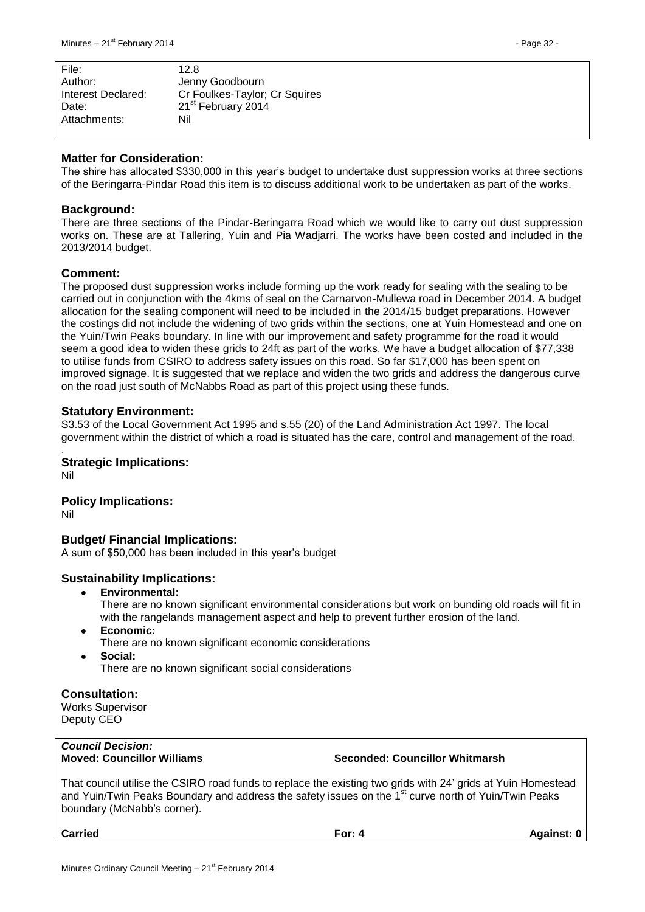| | |
|---|---|
| File: | 12.8 |
| Author: | Jenny Goodbourn |
| Interest Declared: | Cr Foulkes-Taylor; Cr Squires |
| Date: | 21st February 2014 |
| Attachments: | Nil |

### Matter for Consideration:

The shire has allocated $330,000 in this year's budget to undertake dust suppression works at three sections of the Beringarra-Pindar Road this item is to discuss additional work to be undertaken as part of the works.

### Background:

There are three sections of the Pindar-Beringarra Road which we would like to carry out dust suppression works on. These are at Tallering, Yuin and Pia Wadjarri. The works have been costed and included in the 2013/2014 budget.

### Comment:

The proposed dust suppression works include forming up the work ready for sealing with the sealing to be carried out in conjunction with the 4kms of seal on the Carnarvon-Mullewa road in December 2014. A budget allocation for the sealing component will need to be included in the 2014/15 budget preparations. However the costings did not include the widening of two grids within the sections, one at Yuin Homestead and one on the Yuin/Twin Peaks boundary. In line with our improvement and safety programme for the road it would seem a good idea to widen these grids to 24ft as part of the works. We have a budget allocation of $77,338 to utilise funds from CSIRO to address safety issues on this road. So far $17,000 has been spent on improved signage. It is suggested that we replace and widen the two grids and address the dangerous curve on the road just south of McNabbs Road as part of this project using these funds.

### Statutory Environment:

S3.53 of the Local Government Act 1995 and s.55 (20) of the Land Administration Act 1997. The local government within the district of which a road is situated has the care, control and management of the road.

.

### Strategic Implications:

Nil

### Policy Implications:

Nil

### Budget/ Financial Implications:

A sum of $50,000 has been included in this year's budget

### Sustainability Implications:

- **Environmental:**
  There are no known significant environmental considerations but work on bunding old roads will fit in with the rangelands management aspect and help to prevent further erosion of the land.
- **Economic:**
  There are no known significant economic considerations
- **Social:**
  There are no known significant social considerations

### Consultation:

Works Supervisor
Deputy CEO

***Council Decision:***
**Moved: Councillor Williams** **Seconded: Councillor Whitmarsh**

That council utilise the CSIRO road funds to replace the existing two grids with 24' grids at Yuin Homestead and Yuin/Twin Peaks Boundary and address the safety issues on the 1st curve north of Yuin/Twin Peaks boundary (McNabb's corner).

**Carried** **For: 4** **Against: 0**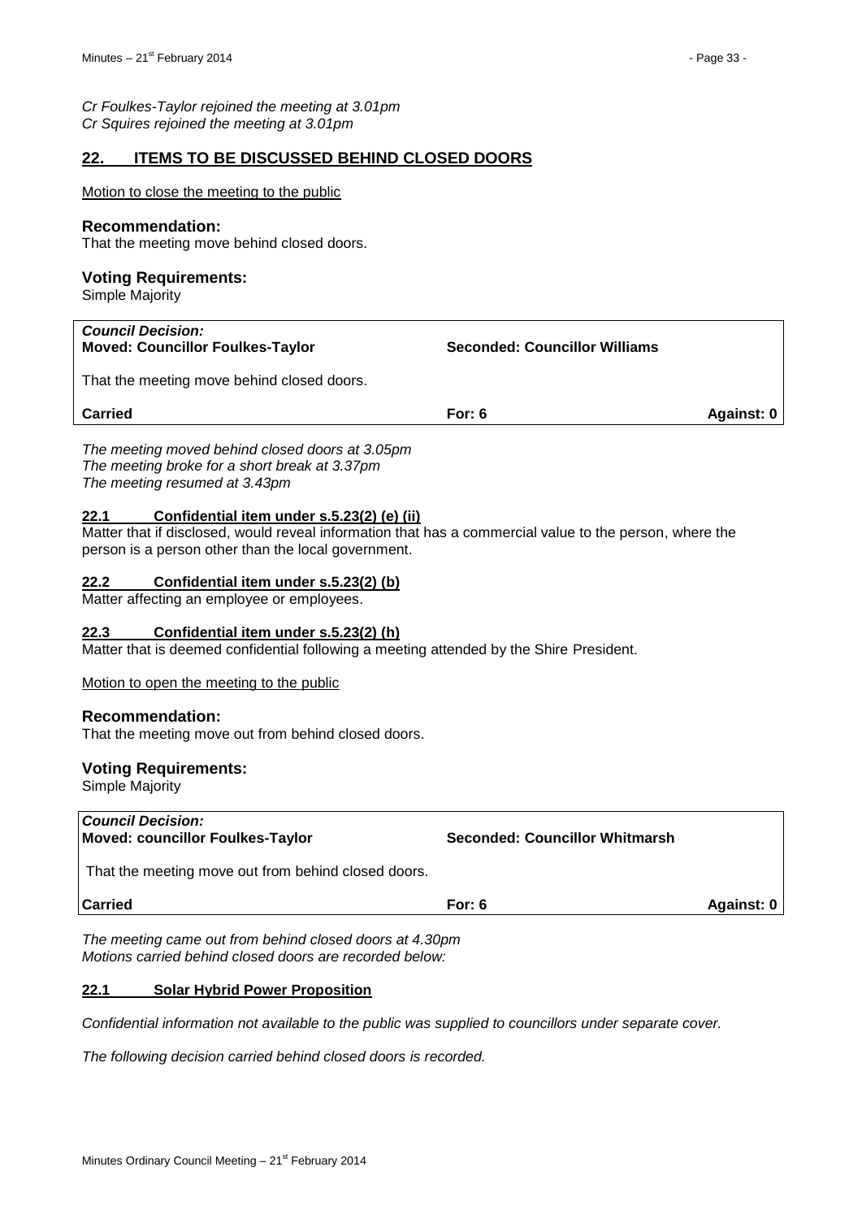*Cr Foulkes-Taylor rejoined the meeting at 3.01pm*
*Cr Squires rejoined the meeting at 3.01pm*

## 22. ITEMS TO BE DISCUSSED BEHIND CLOSED DOORS

Motion to close the meeting to the public

### Recommendation:

That the meeting move behind closed doors.

### Voting Requirements:

Simple Majority

| | | |
|---|---|---|
| ***Council Decision:*** **Moved: Councillor Foulkes-Taylor** | **Seconded: Councillor Williams** | |
| That the meeting move behind closed doors. | | |
| **Carried** | **For: 6** | **Against: 0** |

*The meeting moved behind closed doors at 3.05pm*
*The meeting broke for a short break at 3.37pm*
*The meeting resumed at 3.43pm*

### 22.1 Confidential item under s.5.23(2) (e) (ii)

Matter that if disclosed, would reveal information that has a commercial value to the person, where the person is a person other than the local government.

### 22.2 Confidential item under s.5.23(2) (b)

Matter affecting an employee or employees.

### 22.3 Confidential item under s.5.23(2) (h)

Matter that is deemed confidential following a meeting attended by the Shire President.

Motion to open the meeting to the public

### Recommendation:

That the meeting move out from behind closed doors.

### Voting Requirements:

Simple Majority

| | | |
|---|---|---|
| ***Council Decision:*** **Moved: councillor Foulkes-Taylor** | **Seconded: Councillor Whitmarsh** | |
| That the meeting move out from behind closed doors. | | |
| **Carried** | **For: 6** | **Against: 0** |

*The meeting came out from behind closed doors at 4.30pm*
*Motions carried behind closed doors are recorded below:*

### 22.1 Solar Hybrid Power Proposition

*Confidential information not available to the public was supplied to councillors under separate cover.*

*The following decision carried behind closed doors is recorded.*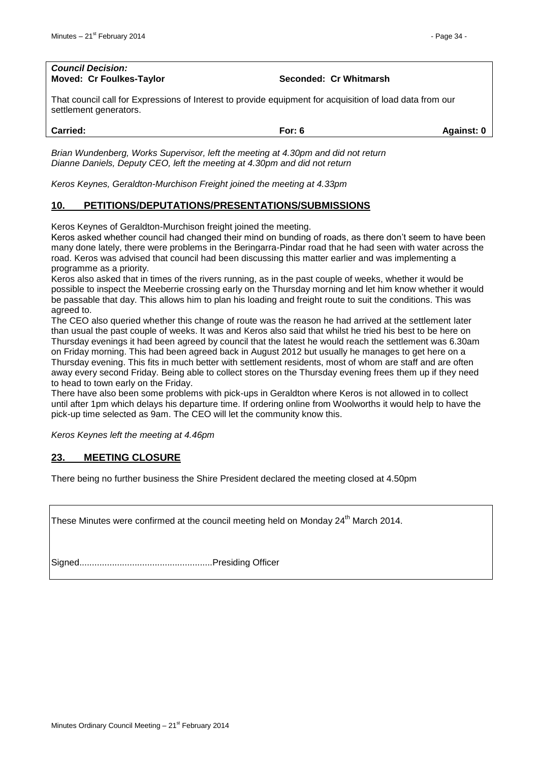***Council Decision:***
**Moved: Cr Foulkes-Taylor** **Seconded: Cr Whitmarsh**

That council call for Expressions of Interest to provide equipment for acquisition of load data from our settlement generators.

| **Carried:** | **For: 6** | **Against: 0** |
|---|---|---|

*Brian Wundenberg, Works Supervisor, left the meeting at 4.30pm and did not return*
*Dianne Daniels, Deputy CEO, left the meeting at 4.30pm and did not return*

*Keros Keynes, Geraldton-Murchison Freight joined the meeting at 4.33pm*

## 10. PETITIONS/DEPUTATIONS/PRESENTATIONS/SUBMISSIONS

Keros Keynes of Geraldton-Murchison freight joined the meeting.
Keros asked whether council had changed their mind on bunding of roads, as there don't seem to have been many done lately, there were problems in the Beringarra-Pindar road that he had seen with water across the road. Keros was advised that council had been discussing this matter earlier and was implementing a programme as a priority.
Keros also asked that in times of the rivers running, as in the past couple of weeks, whether it would be possible to inspect the Meeberrie crossing early on the Thursday morning and let him know whether it would be passable that day. This allows him to plan his loading and freight route to suit the conditions. This was agreed to.
The CEO also queried whether this change of route was the reason he had arrived at the settlement later than usual the past couple of weeks. It was and Keros also said that whilst he tried his best to be here on Thursday evenings it had been agreed by council that the latest he would reach the settlement was 6.30am on Friday morning. This had been agreed back in August 2012 but usually he manages to get here on a Thursday evening. This fits in much better with settlement residents, most of whom are staff and are often away every second Friday. Being able to collect stores on the Thursday evening frees them up if they need to head to town early on the Friday.
There have also been some problems with pick-ups in Geraldton where Keros is not allowed in to collect until after 1pm which delays his departure time. If ordering online from Woolworths it would help to have the pick-up time selected as 9am. The CEO will let the community know this.

*Keros Keynes left the meeting at 4.46pm*

## 23. MEETING CLOSURE

There being no further business the Shire President declared the meeting closed at 4.50pm

These Minutes were confirmed at the council meeting held on Monday 24th March 2014.

Signed.....................................................Presiding Officer